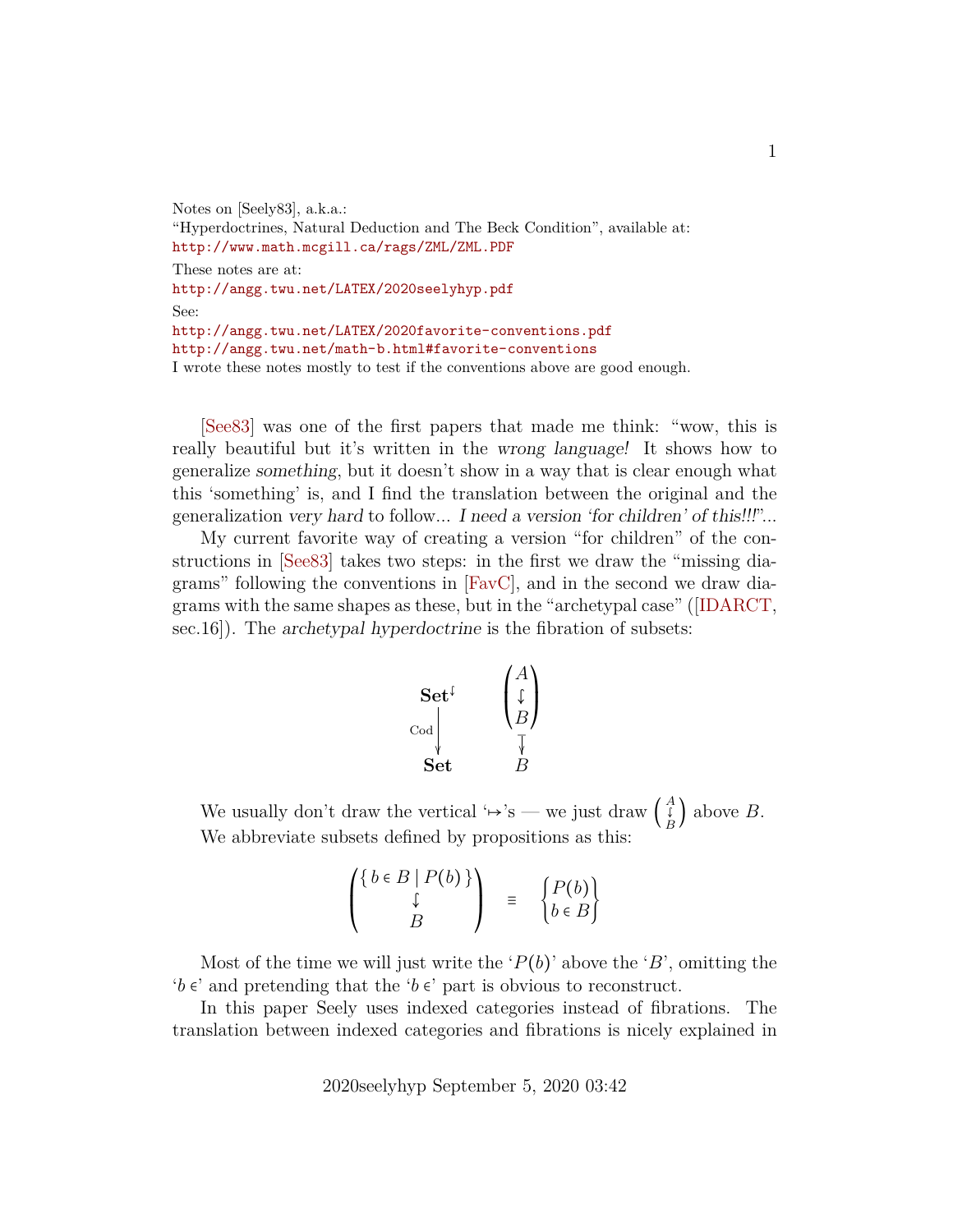Notes on [Seely83], a.k.a.:
"Hyperdoctrines, Natural Deduction and The Beck Condition", available at:
http://www.math.mcgill.ca/rags/ZML/ZML.PDF
These notes are at:
http://angg.twu.net/LATEX/2020seelyhyp.pdf
See:
http://angg.twu.net/LATEX/2020favorite-conventions.pdf
http://angg.twu.net/math-b.html#favorite-conventions
I wrote these notes mostly to test if the conventions above are good enough.

[See83] was one of the first papers that made me think: "wow, this is really beautiful but it's written in the *wrong language!* It shows how to generalize *something*, but it doesn't show in a way that is clear enough what this 'something' is, and I find the translation between the original and the generalization *very hard* to follow... *I need a version 'for children' of this!!!*"...

My current favorite way of creating a version "for children" of the constructions in [See83] takes two steps: in the first we draw the "missing diagrams" following the conventions in [FavC], and in the second we draw diagrams with the same shapes as these, but in the "archetypal case" ([IDARCT, sec.16]). The *archetypal hyperdoctrine* is the fibration of subsets:

$$\begin{array}{ccc}
\mathbf{Set}^{\hookleftarrow} & & \begin{pmatrix} A \\ \downarrow \\ B \end{pmatrix} \\
{\scriptstyle \mathrm{Cod}}\downarrow & & \downarrow \\
\mathbf{Set} & & B
\end{array}$$

We usually don't draw the vertical '$\mapsto$'s — we just draw $\begin{pmatrix} A \\ \downarrow \\ B \end{pmatrix}$ above $B$. We abbreviate subsets defined by propositions as this:

$$\begin{pmatrix} \{\, b \in B \mid P(b) \,\} \\ \downarrow \\ B \end{pmatrix} \quad \equiv \quad \begin{Bmatrix} P(b) \\ b \in B \end{Bmatrix}$$

Most of the time we will just write the '$P(b)$' above the '$B$', omitting the '$b \in$' and pretending that the '$b \in$' part is obvious to reconstruct.

In this paper Seely uses indexed categories instead of fibrations. The translation between indexed categories and fibrations is nicely explained in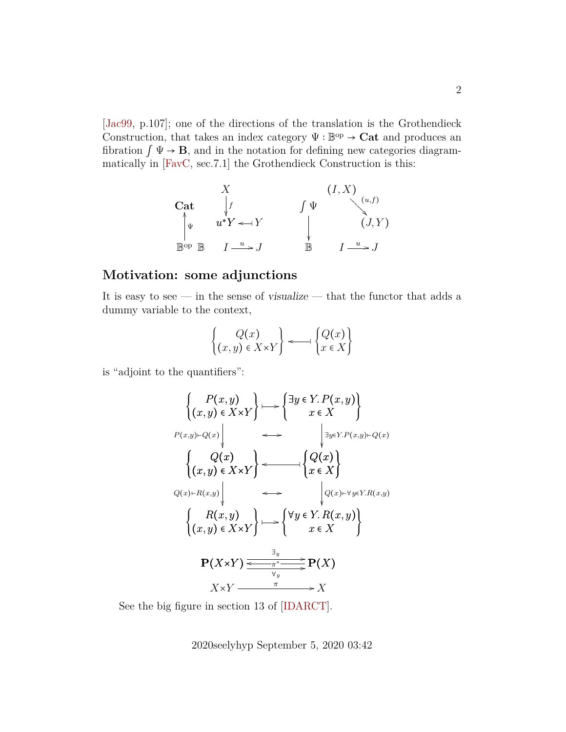[Jac99, p.107]; one of the directions of the translation is the Grothendieck Construction, that takes an index category $\Psi : \mathbb{B}^{\rm op} \to \mathbf{Cat}$ and produces an fibration $\int \Psi \to \mathbf{B}$, and in the notation for defining new categories diagrammatically in [FavC, sec.7.1] the Grothendieck Construction is this:

$$
\begin{array}{ccccccc}
 & & X & & & (I,X) & \\
\mathbf{Cat} & & \downarrow{\scriptstyle f} & & \int \Psi & & \searrow^{(u,f)} \\
\uparrow{\scriptstyle \Psi} & & u^*Y & \longleftarrow\!\!\dashv \; Y & \downarrow & & (J,Y) \\
\mathbb{B}^{\rm op} & \mathbb{B} & I & \xrightarrow{u} J & \mathbb{B} & I & \xrightarrow{u} J
\end{array}
$$

## Motivation: some adjunctions

It is easy to see — in the sense of *visualize* — that the functor that adds a dummy variable to the context,

$$
\left\{ \begin{matrix} Q(x) \\ (x,y) \in X{\times}Y \end{matrix} \right\} \longleftarrow\!\!\dashv \left\{ \begin{matrix} Q(x) \\ x \in X \end{matrix} \right\}
$$

is "adjoint to the quantifiers":

$$
\begin{array}{ccc}
\left\{ \begin{matrix} P(x,y) \\ (x,y) \in X{\times}Y \end{matrix} \right\} & \longmapsto & \left\{ \begin{matrix} \exists y \in Y.\, P(x,y) \\ x \in X \end{matrix} \right\} \\
{\scriptstyle P(x,y) \vdash Q(x)} \downarrow & \longleftrightarrow & \downarrow {\scriptstyle \exists y \in Y.\, P(x,y) \vdash Q(x)} \\
\left\{ \begin{matrix} Q(x) \\ (x,y) \in X{\times}Y \end{matrix} \right\} & \longleftarrow\!\!\dashv & \left\{ \begin{matrix} Q(x) \\ x \in X \end{matrix} \right\} \\
{\scriptstyle Q(x) \vdash R(x,y)} \downarrow & \longleftrightarrow & \downarrow {\scriptstyle Q(x) \vdash \forall y \in Y.\, R(x,y)} \\
\left\{ \begin{matrix} R(x,y) \\ (x,y) \in X{\times}Y \end{matrix} \right\} & \longmapsto & \left\{ \begin{matrix} \forall y \in Y.\, R(x,y) \\ x \in X \end{matrix} \right\}
\end{array}
$$

$$
\begin{array}{ccc}
\mathbf{P}(X{\times}Y) & \begin{matrix} \xrightarrow{\exists_y} \\ \xleftarrow{\pi^*} \\ \xrightarrow[\forall_y]{} \end{matrix} & \mathbf{P}(X) \\
X{\times}Y & \xrightarrow{\pi} & X
\end{array}
$$

See the big figure in section 13 of [IDARCT].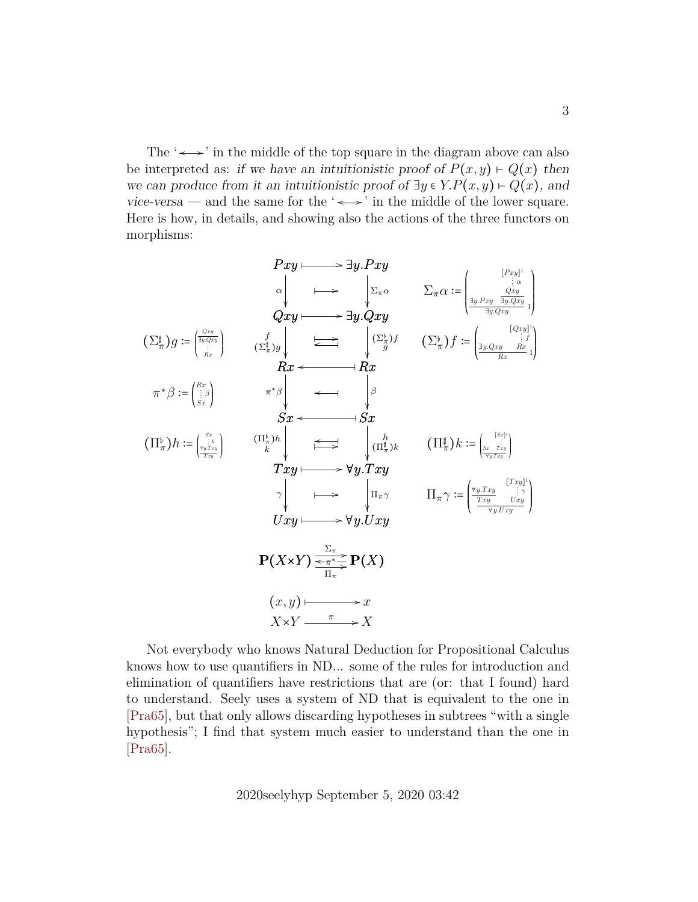The '$\leftrightarrow$' in the middle of the top square in the diagram above can also be interpreted as: *if we have an intuitionistic proof of $P(x,y) \vdash Q(x)$ then we can produce from it an intuitionistic proof of $\exists y \in Y.P(x,y) \vdash Q(x)$, and vice-versa* — and the same for the '$\leftrightarrow$' in the middle of the lower square. Here is how, in details, and showing also the actions of the three functors on morphisms:

$$
\begin{array}{ccccc}
 & Pxy & \mapsto & \exists y.Pxy & \\
 & \alpha \downarrow & \mapsto & \downarrow \Sigma_\pi \alpha & \Sigma_\pi\alpha := \left(\dfrac{\exists y.Pxy \quad \dfrac{\dfrac{[Pxy]^1}{\vdots\,\alpha}\;Qxy}{\exists y.Qxy}}{\exists y.Qxy}\,1\right) \\
 & Qxy & \mapsto & \exists y.Qxy & \\
(\Sigma_\pi^\sharp)g := \left(\begin{matrix} \dfrac{Qxy}{\exists y.Qxy} \\ \vdots \\ Rx \end{matrix}\right) & f \downarrow (\Sigma_\pi^\sharp)g & \leftrightarrows & \downarrow (\Sigma_\pi^\flat)f \;\; g & (\Sigma_\pi^\flat)f := \left(\dfrac{\exists y.Qxy \quad \dfrac{[Qxy]^1}{\vdots\,f}\;Rx}{Rx}\,1\right) \\
 & Rx & \leftarrow & Rx & \\
\pi^*\beta := \left(\begin{matrix} Rx \\ \vdots\,\beta \\ Sx \end{matrix}\right) & \pi^*\beta \downarrow & \leftarrow & \downarrow \beta & \\
 & Sx & \leftarrow & Sx & \\
(\Pi_\pi^\flat)h := \left(\begin{matrix} Sx \\ \vdots\,k \\ \dfrac{\forall y.Txy}{Txy} \end{matrix}\right) & (\Pi_\pi^\flat)h \downarrow k & \leftrightarrows & \downarrow h \;\; (\Pi_\pi^\sharp)k & (\Pi_\pi^\sharp)k := \left(\dfrac{\dfrac{[Sx]^1}{\vdots}\quad Sx \quad Txy}{\forall y.Txy}\right) \\
 & Txy & \mapsto & \forall y.Txy & \\
 & \gamma \downarrow & \mapsto & \downarrow \Pi_\pi\gamma & \Pi_\pi\gamma := \left(\dfrac{\dfrac{\forall y.Txy}{Txy} \quad \dfrac{[Txy]^1}{\vdots\,\gamma}\;Uxy}{\forall y.Uxy}\right) \\
 & Uxy & \mapsto & \forall y.Uxy &
\end{array}
$$

$$
\mathbf{P}(X{\times}Y) \underset{\Pi_\pi}{\overset{\Sigma_\pi}{\underset{\longrightarrow}{\overset{\longrightarrow}{\xleftarrow{\;\pi^*\;}}}}} \mathbf{P}(X)
$$

$$
\begin{array}{ccc}
(x,y) & \longmapsto & x \\
X{\times}Y & \xrightarrow{\;\pi\;} & X
\end{array}
$$

Not everybody who knows Natural Deduction for Propositional Calculus knows how to use quantifiers in ND... some of the rules for introduction and elimination of quantifiers have restrictions that are (or: that I found) hard to understand. Seely uses a system of ND that is equivalent to the one in [Pra65], but that only allows discarding hypotheses in subtrees "with a single hypothesis"; I find that system much easier to understand than the one in [Pra65].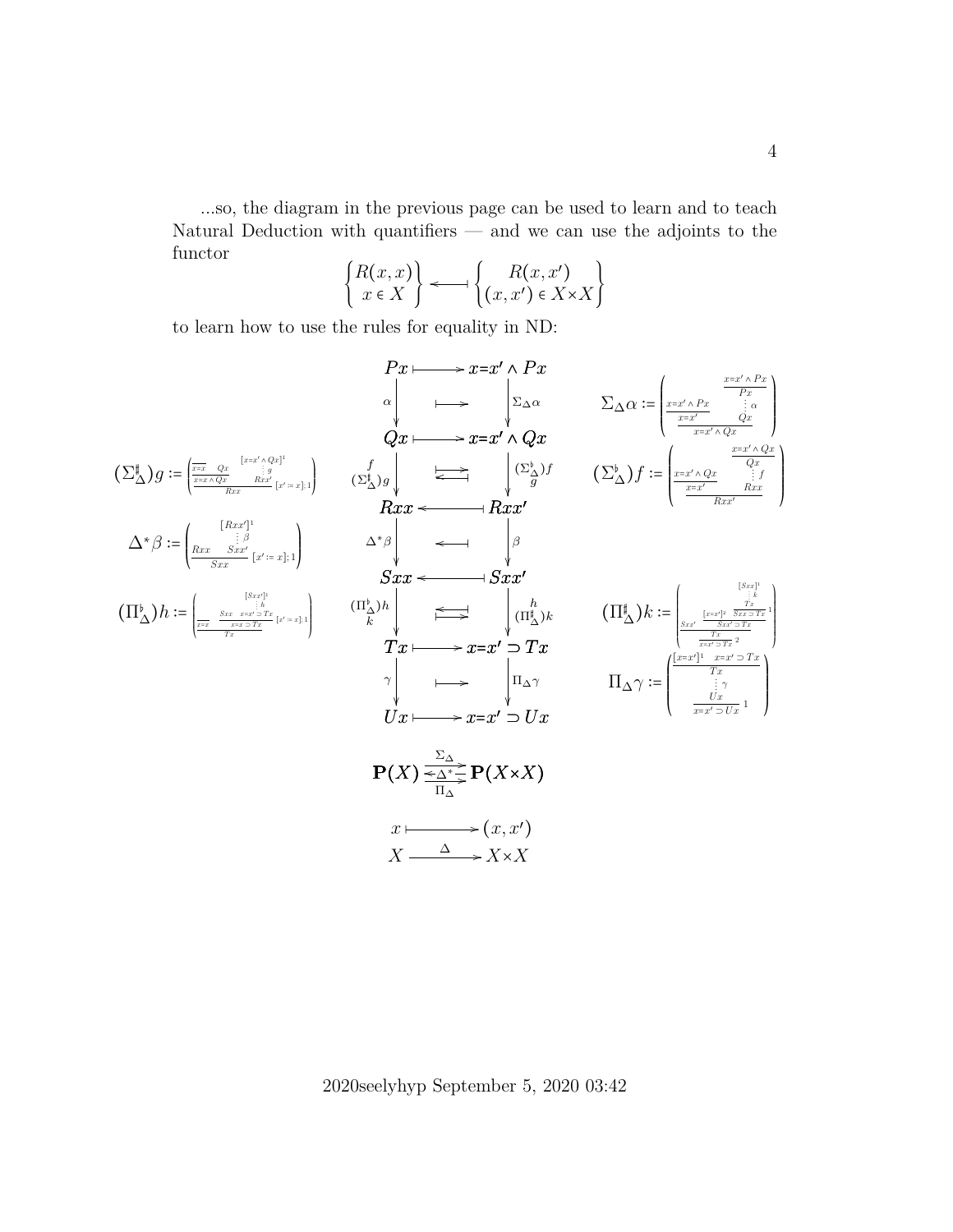...so, the diagram in the previous page can be used to learn and to teach Natural Deduction with quantifiers — and we can use the adjoints to the functor

$$\begin{Bmatrix} R(x,x) \\ x \in X \end{Bmatrix} \longleftarrow\!\!\shortmid \begin{Bmatrix} R(x,x') \\ (x,x') \in X{\times}X \end{Bmatrix}$$

to learn how to use the rules for equality in ND:

$$\begin{array}{ccc}
Px & \longmapsto & x{=}x' \land Px \\
\downarrow \alpha & \longmapsto & \downarrow \Sigma_\Delta \alpha \\
Qx & \longmapsto & x{=}x' \land Qx \\
f \downarrow (\Sigma^\sharp_\Delta) g & \rightleftarrows & \downarrow (\Sigma^\flat_\Delta) f \;\; g \\
Rxx & \longleftarrow\!\shortmid & Rxx' \\
\downarrow \Delta^* \beta & \longleftarrow\!\shortmid & \downarrow \beta \\
Sxx & \longleftarrow\!\shortmid & Sxx' \\
(\Pi^\flat_\Delta) h \downarrow k & \leftrightarrows & \downarrow h \;\; (\Pi^\sharp_\Delta) k \\
Tx & \longmapsto & x{=}x' \supset Tx \\
\downarrow \gamma & \longmapsto & \downarrow \Pi_\Delta \gamma \\
Ux & \longmapsto & x{=}x' \supset Ux
\end{array}$$

$$\Sigma_\Delta \alpha := \left( \dfrac{\dfrac{x{=}x' \land Px}{x{=}x'} \qquad \begin{array}{c} \dfrac{x{=}x' \land Px}{Px} \\ \vdots\, \alpha \\ Qx \end{array}}{x{=}x' \land Qx} \right)$$

$$(\Sigma^\flat_\Delta) f := \left( \dfrac{\dfrac{x{=}x' \land Qx}{x{=}x'} \qquad \begin{array}{c} \dfrac{x{=}x' \land Qx}{Qx} \\ \vdots\, f \\ Rxx \end{array}}{Rxx'} \right)$$

$$(\Sigma^\sharp_\Delta) g := \left( \dfrac{\dfrac{\overline{x{=}x} \quad Qx}{x{=}x \land Qx} \qquad \begin{array}{c} [x{=}x' \land Qx]^1 \\ \vdots\, g \\ Rxx' \end{array}}{Rxx}\; [x' := x]; 1 \right)$$

$$\Delta^* \beta := \left( \dfrac{Rxx \qquad \begin{array}{c} [Rxx']^1 \\ \vdots\, \beta \\ Sxx' \end{array}}{Sxx}\; [x' := x]; 1 \right)$$

$$(\Pi^\flat_\Delta) h := \left( \dfrac{\overline{x{=}x} \qquad \dfrac{Sxx \qquad \begin{array}{c} [Sxx']^1 \\ \vdots\, h \\ x{=}x' \supset Tx \end{array}}{x{=}x \supset Tx}\; [x' := x]; 1}{Tx} \right)$$

$$(\Pi^\sharp_\Delta) k := \left( \dfrac{Sxx' \qquad \dfrac{\dfrac{[x{=}x']^2 \qquad \dfrac{\begin{array}{c} [Sxx]^1 \\ \vdots\, k \\ Tx \end{array}}{Sxx \supset Tx}\, 1}{Sxx' \supset Tx}}{}}{\dfrac{Tx}{x{=}x' \supset Tx}\, 2} \right)$$

$$\Pi_\Delta \gamma := \left( \dfrac{\begin{array}{c} \dfrac{[x{=}x']^1 \quad x{=}x' \supset Tx}{Tx} \\ \vdots\, \gamma \\ Ux \end{array}}{x{=}x' \supset Ux}\, 1 \right)$$

$$\mathbf{P}(X) \;\underset{\Pi_\Delta}{\overset{\Sigma_\Delta}{\underset{\leftarrow \Delta^* \rightarrow}{\rightleftarrows}}}\; \mathbf{P}(X{\times}X)$$

$$\begin{array}{ccc} x & \longmapsto & (x,x') \\ X & \xrightarrow{\;\Delta\;} & X{\times}X \end{array}$$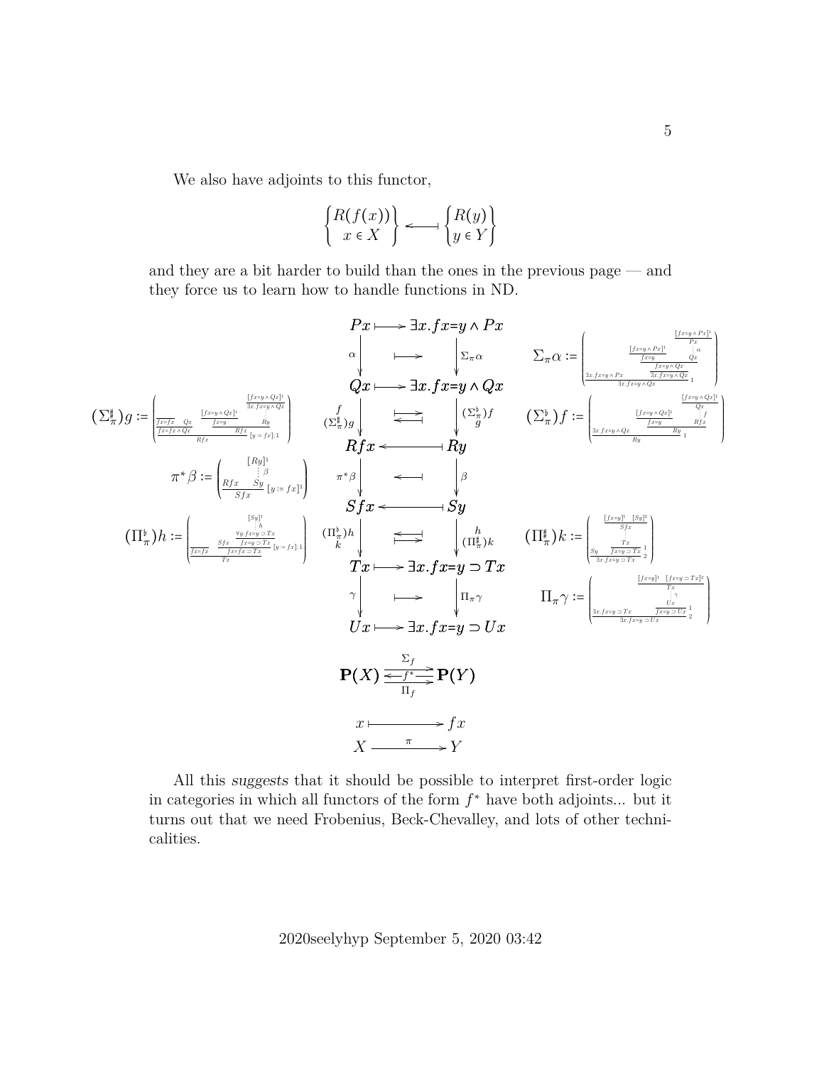We also have adjoints to this functor,

$$\begin{Bmatrix} R(f(x)) \\ x \in X \end{Bmatrix} \longleftarrow\!\shortmid \begin{Bmatrix} R(y) \\ y \in Y \end{Bmatrix}$$

and they are a bit harder to build than the ones in the previous page — and they force us to learn how to handle functions in ND.

$$\begin{array}{ccc}
Px & \longmapsto & \exists x.fx{=}y \wedge Px \\
\downarrow \alpha & \longmapsto & \downarrow \Sigma_\pi \alpha \\
Qx & \longmapsto & \exists x.fx{=}y \wedge Qx \\
\downarrow {\scriptstyle f,\ (\Sigma^\sharp_\pi) g} & \rightleftarrows & \downarrow {\scriptstyle (\Sigma^\flat_\pi) f,\ g} \\
Rfx & \longleftarrow\!\shortmid & Ry \\
\downarrow \pi^*\beta & \longleftarrow\!\shortmid & \downarrow \beta \\
Sfx & \longleftarrow\!\shortmid & Sy \\
\downarrow {\scriptstyle (\Pi^\flat_\pi) h,\ k} & \rightleftarrows & \downarrow {\scriptstyle h,\ (\Pi^\sharp_\pi) k} \\
Tx & \longmapsto & \exists x.fx{=}y \supset Tx \\
\downarrow \gamma & \longmapsto & \downarrow \Pi_\pi \gamma \\
Ux & \longmapsto & \exists x.fx{=}y \supset Ux
\end{array}$$

$$\Sigma_\pi \alpha := \left( \dfrac{\exists x.fx{=}y \wedge Px \qquad \dfrac{\dfrac{[fx{=}y \wedge Px]^1}{fx{=}y} \qquad \dfrac{\dfrac{[fx{=}y \wedge Px]^1}{Px}}{Qx}\alpha}{\dfrac{fx{=}y \wedge Qx}{\exists x.fx{=}y \wedge Qx}}}{\exists x.fx{=}y \wedge Qx}\,1 \right)$$

$$(\Sigma^\sharp_\pi) g := \left( \dfrac{\dfrac{\dfrac{}{fx{=}fx} \quad Qx}{fx{=}fx \wedge Qx} \qquad \dfrac{\dfrac{[fx{=}y \wedge Qx]^1}{fx{=}y} \qquad \dfrac{\dfrac{[fx{=}y \wedge Qx]^1}{\exists x.fx{=}y \wedge Qx}}{Ry}}{Rfx}}{Rfx}\,[y := fx];1 \right)$$

$$(\Sigma^\flat_\pi) f := \left( \dfrac{\exists x.fx{=}y \wedge Qx \qquad \dfrac{\dfrac{[fx{=}y \wedge Qx]^1}{fx{=}y} \qquad \dfrac{\dfrac{[fx{=}y \wedge Qx]^1}{Qx}}{Rfx}f}{Ry}}{Ry}\,1 \right)$$

$$\pi^*\beta := \left( \dfrac{Rfx \qquad \dfrac{[Ry]^1}{Sy}\beta}{Sfx}\,[y := fx]^1 \right)$$

$$(\Pi^\flat_\pi) h := \left( \dfrac{\dfrac{}{fx{=}fx} \qquad \dfrac{Sfx \qquad \dfrac{\dfrac{[Sy]^1}{\forall y.fx{=}y \supset Tx}h}{fx{=}y \supset Tx}}{fx{=}fx \supset Tx}\,[y := fx];1}{Tx} \right)$$

$$(\Pi^\sharp_\pi) k := \left( \dfrac{Sy \qquad \dfrac{\dfrac{\dfrac{[fx{=}y]^1 \quad [Sy]^2}{Sfx}}{Tx}}{fx{=}y \supset Tx}\,1}{\exists x.fx{=}y \supset Tx}\,2 \right)$$

$$\Pi_\pi \gamma := \left( \dfrac{\exists x.fx{=}y \supset Tx \qquad \dfrac{\dfrac{\dfrac{[fx{=}y]^1 \quad [fx{=}y \supset Tx]^2}{Tx}}{Ux}\gamma}{fx{=}y \supset Ux}\,1}{\exists x.fx{=}y \supset Ux}\,2 \right)$$

$$\mathbf{P}(X) \underset{\Pi_f}{\overset{\Sigma_f}{\underset{\longleftarrow f^* \longrightarrow}{\longrightarrow}}} \mathbf{P}(Y)$$

$$\begin{array}{ccc} x & \longmapsto & fx \\ X & \xrightarrow{\ \pi\ } & Y \end{array}$$

All this *suggests* that it should be possible to interpret first-order logic in categories in which all functors of the form $f^*$ have both adjoints... but it turns out that we need Frobenius, Beck-Chevalley, and lots of other technicalities.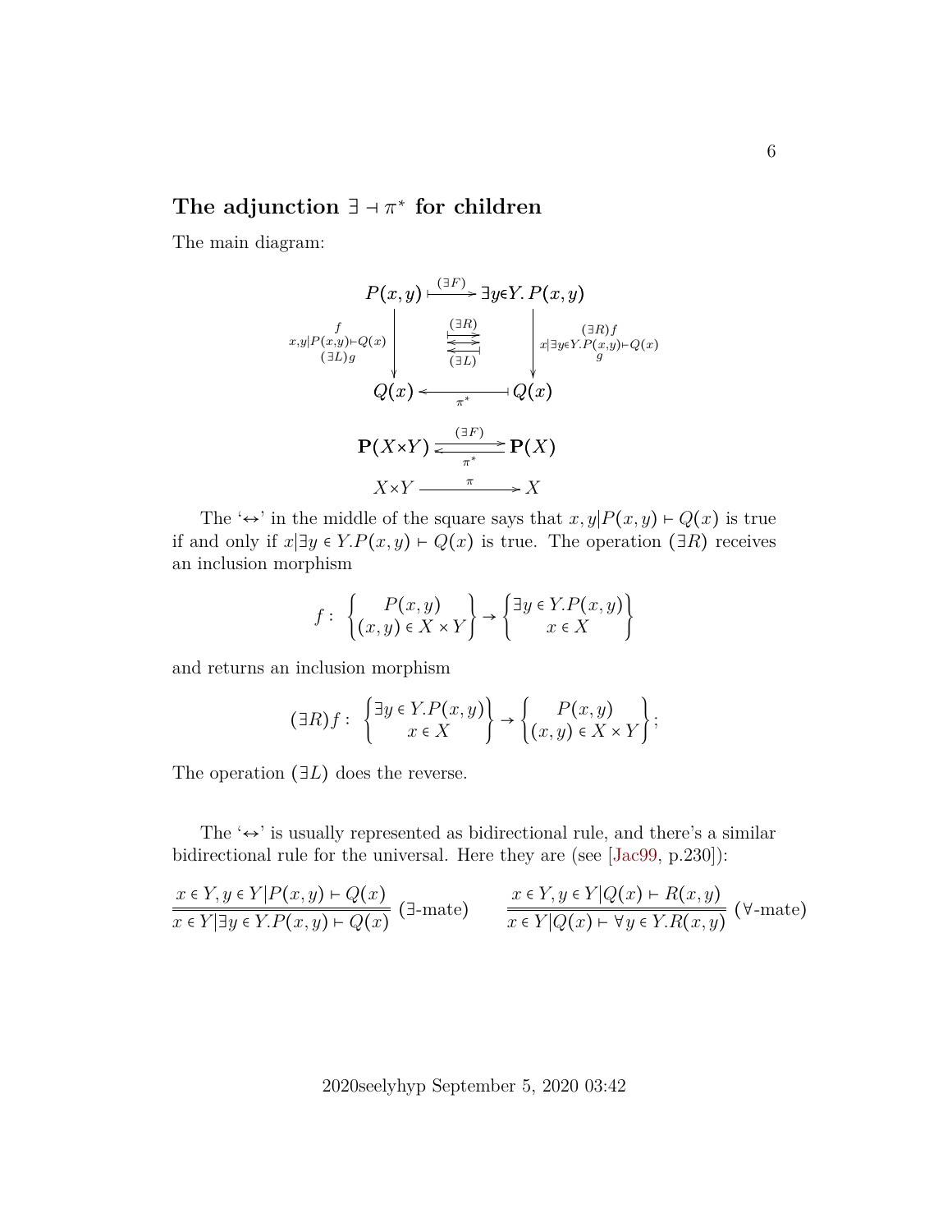## The adjunction $\exists \dashv \pi^*$ for children

The main diagram:

$$
\begin{array}{ccc}
P(x,y) & \stackrel{(\exists F)}{\longmapsto} & \exists y{\in}Y.\, P(x,y) \\
{\scriptstyle \begin{matrix} f \\ x,y|P(x,y)\vdash Q(x) \\ (\exists L)g \end{matrix}} \Big\downarrow & \begin{matrix} (\exists R) \\ \leftrightarrows \\ (\exists L) \end{matrix} & \Big\downarrow {\scriptstyle \begin{matrix} (\exists R)f \\ x|\exists y{\in}Y.P(x,y)\vdash Q(x) \\ g \end{matrix}} \\
Q(x) & \underset{\pi^*}{\longleftarrow\!\!\shortmid} & Q(x)
\end{array}
$$

$$
\mathbf{P}(X{\times}Y) \underset{\pi^*}{\overset{(\exists F)}{\rightleftarrows}} \mathbf{P}(X)
$$

$$
X{\times}Y \xrightarrow{\quad \pi \quad} X
$$

The '$\leftrightarrow$' in the middle of the square says that $x, y|P(x,y) \vdash Q(x)$ is true if and only if $x|\exists y \in Y.P(x,y) \vdash Q(x)$ is true. The operation $(\exists R)$ receives an inclusion morphism

$$
f: \begin{Bmatrix} P(x,y) \\ (x,y) \in X \times Y \end{Bmatrix} \to \begin{Bmatrix} \exists y \in Y.P(x,y) \\ x \in X \end{Bmatrix}
$$

and returns an inclusion morphism

$$
(\exists R)f: \begin{Bmatrix} \exists y \in Y.P(x,y) \\ x \in X \end{Bmatrix} \to \begin{Bmatrix} P(x,y) \\ (x,y) \in X \times Y \end{Bmatrix};
$$

The operation $(\exists L)$ does the reverse.

The '$\leftrightarrow$' is usually represented as bidirectional rule, and there's a similar bidirectional rule for the universal. Here they are (see [Jac99, p.230]):

$$
\frac{x \in Y, y \in Y|P(x,y) \vdash Q(x)}{x \in Y|\exists y \in Y.P(x,y) \vdash Q(x)}\ (\exists\text{-mate}) \qquad \frac{x \in Y, y \in Y|Q(x) \vdash R(x,y)}{x \in Y|Q(x) \vdash \forall y \in Y.R(x,y)}\ (\forall\text{-mate})
$$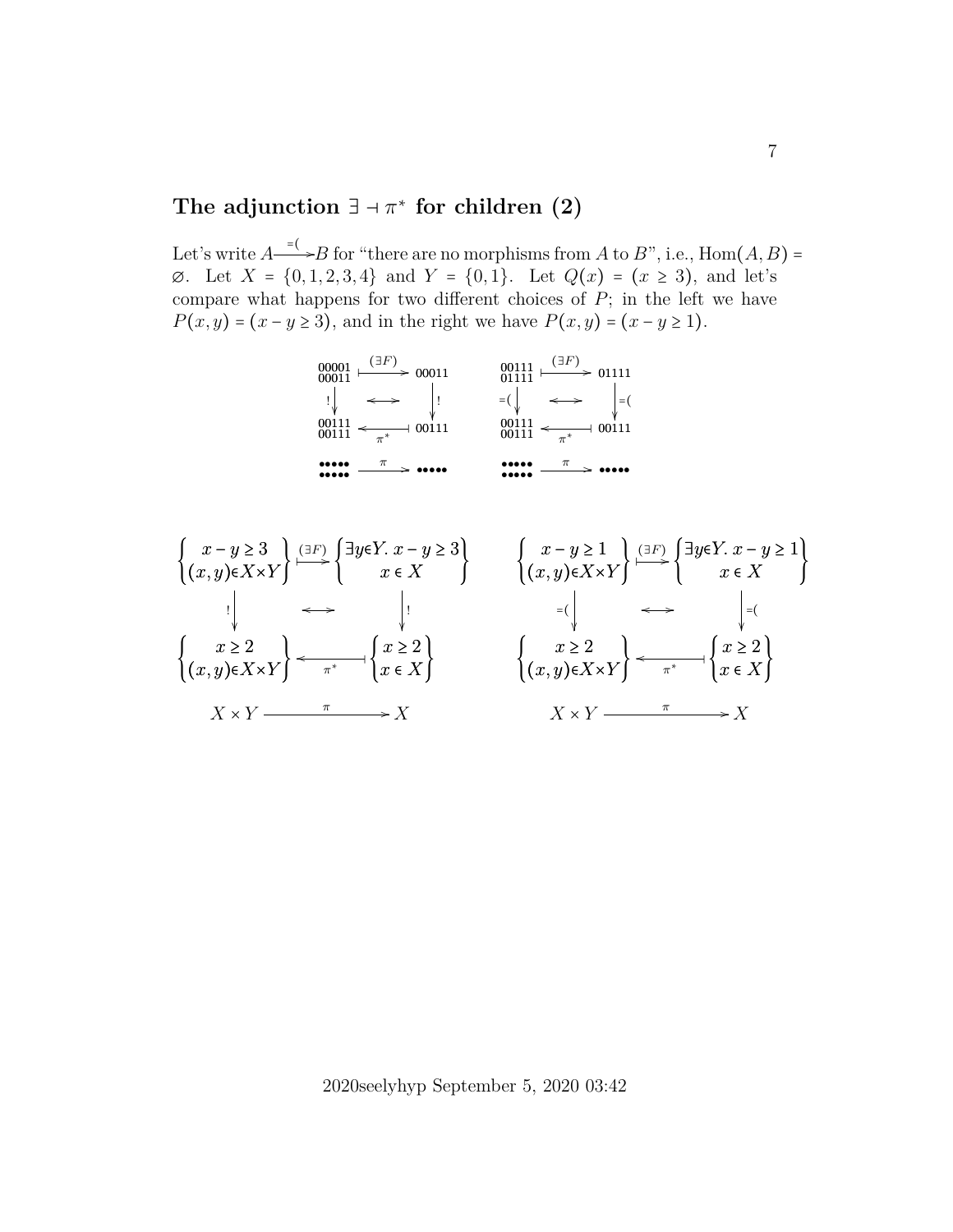## The adjunction $\exists \dashv \pi^*$ for children (2)

Let's write $A \xrightarrow{=(} B$ for "there are no morphisms from $A$ to $B$", i.e., $\mathrm{Hom}(A, B) = \varnothing$. Let $X = \{0, 1, 2, 3, 4\}$ and $Y = \{0, 1\}$. Let $Q(x) = (x \geq 3)$, and let's compare what happens for two different choices of $P$; in the left we have $P(x, y) = (x - y \geq 3)$, and in the right we have $P(x, y) = (x - y \geq 1)$.

$$
\begin{array}{ccc}
\begin{smallmatrix}00001\\00011\end{smallmatrix} & \overset{(\exists F)}{\longmapsto} & 00011 \\
{\scriptstyle !}\downarrow & \longleftrightarrow & \downarrow{\scriptstyle !} \\
\begin{smallmatrix}00111\\00111\end{smallmatrix} & \underset{\pi^*}{\longleftarrow\!\!\shortmid} & 00111 \\
\begin{smallmatrix}\bullet\bullet\bullet\bullet\bullet\\\bullet\bullet\bullet\bullet\bullet\end{smallmatrix} & \overset{\pi}{\longrightarrow} & \bullet\bullet\bullet\bullet\bullet
\end{array}
\qquad
\begin{array}{ccc}
\begin{smallmatrix}00111\\01111\end{smallmatrix} & \overset{(\exists F)}{\longmapsto} & 01111 \\
{\scriptstyle =(}\downarrow & \longleftrightarrow & \downarrow{\scriptstyle =(} \\
\begin{smallmatrix}00111\\00111\end{smallmatrix} & \underset{\pi^*}{\longleftarrow\!\!\shortmid} & 00111 \\
\begin{smallmatrix}\bullet\bullet\bullet\bullet\bullet\\\bullet\bullet\bullet\bullet\bullet\end{smallmatrix} & \overset{\pi}{\longrightarrow} & \bullet\bullet\bullet\bullet\bullet
\end{array}
$$

$$
\begin{array}{ccc}
\left\{\begin{matrix}x - y \geq 3\\(x,y)\in X\times Y\end{matrix}\right\} & \overset{(\exists F)}{\longmapsto} & \left\{\begin{matrix}\exists y{\in}Y.\ x - y \geq 3\\x \in X\end{matrix}\right\} \\
{\scriptstyle !}\downarrow & \longleftrightarrow & \downarrow{\scriptstyle !} \\
\left\{\begin{matrix}x \geq 2\\(x,y)\in X\times Y\end{matrix}\right\} & \underset{\pi^*}{\longleftarrow\!\!\shortmid} & \left\{\begin{matrix}x \geq 2\\x \in X\end{matrix}\right\} \\
X \times Y & \overset{\pi}{\longrightarrow} & X
\end{array}
\qquad
\begin{array}{ccc}
\left\{\begin{matrix}x - y \geq 1\\(x,y)\in X\times Y\end{matrix}\right\} & \overset{(\exists F)}{\longmapsto} & \left\{\begin{matrix}\exists y{\in}Y.\ x - y \geq 1\\x \in X\end{matrix}\right\} \\
{\scriptstyle =(}\downarrow & \longleftrightarrow & \downarrow{\scriptstyle =(} \\
\left\{\begin{matrix}x \geq 2\\(x,y)\in X\times Y\end{matrix}\right\} & \underset{\pi^*}{\longleftarrow\!\!\shortmid} & \left\{\begin{matrix}x \geq 2\\x \in X\end{matrix}\right\} \\
X \times Y & \overset{\pi}{\longrightarrow} & X
\end{array}
$$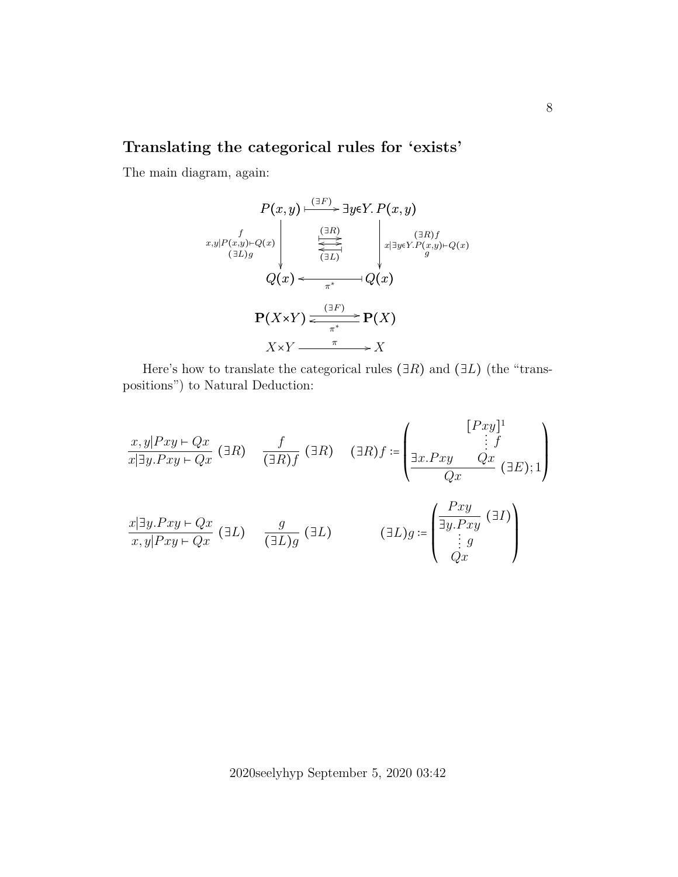## Translating the categorical rules for 'exists'

The main diagram, again:

$$
\begin{array}{ccc}
P(x,y) & \overset{(\exists F)}{\longmapsto} & \exists y{\in}Y.\, P(x,y) \\
{\scriptstyle x,y|P(x,y)\vdash Q(x)}\ \Big\downarrow\ {\scriptstyle f \,/\, (\exists L)g} & \overset{(\exists R)}{\underset{(\exists L)}{\rightleftarrows}} & \Big\downarrow\ {\scriptstyle (\exists R)f \,/\, x|\exists y\in Y.P(x,y)\vdash Q(x) \,/\, g} \\
Q(x) & \underset{\pi^*}{\longleftarrow\!\!\!\mid} & Q(x)
\end{array}
$$

$$
\mathbf{P}(X{\times}Y) \underset{\pi^*}{\overset{(\exists F)}{\rightleftarrows}} \mathbf{P}(X)
$$

$$
X{\times}Y \xrightarrow{\ \pi\ } X
$$

Here's how to translate the categorical rules $(\exists R)$ and $(\exists L)$ (the "transpositions") to Natural Deduction:

$$
\frac{x,y|Pxy \vdash Qx}{x|\exists y.Pxy \vdash Qx}\ (\exists R) \qquad \frac{f}{(\exists R)f}\ (\exists R) \qquad (\exists R)f := \left( \dfrac{\exists x.Pxy \qquad \begin{array}{c}[Pxy]^1 \\ \vdots\, f \\ Qx\end{array}}{Qx}\ (\exists E);1 \right)
$$

$$
\frac{x|\exists y.Pxy \vdash Qx}{x,y|Pxy \vdash Qx}\ (\exists L) \qquad \frac{g}{(\exists L)g}\ (\exists L) \qquad (\exists L)g := \left( \begin{array}{c} \dfrac{Pxy}{\exists y.Pxy}\ (\exists I) \\ \vdots\, g \\ Qx \end{array} \right)
$$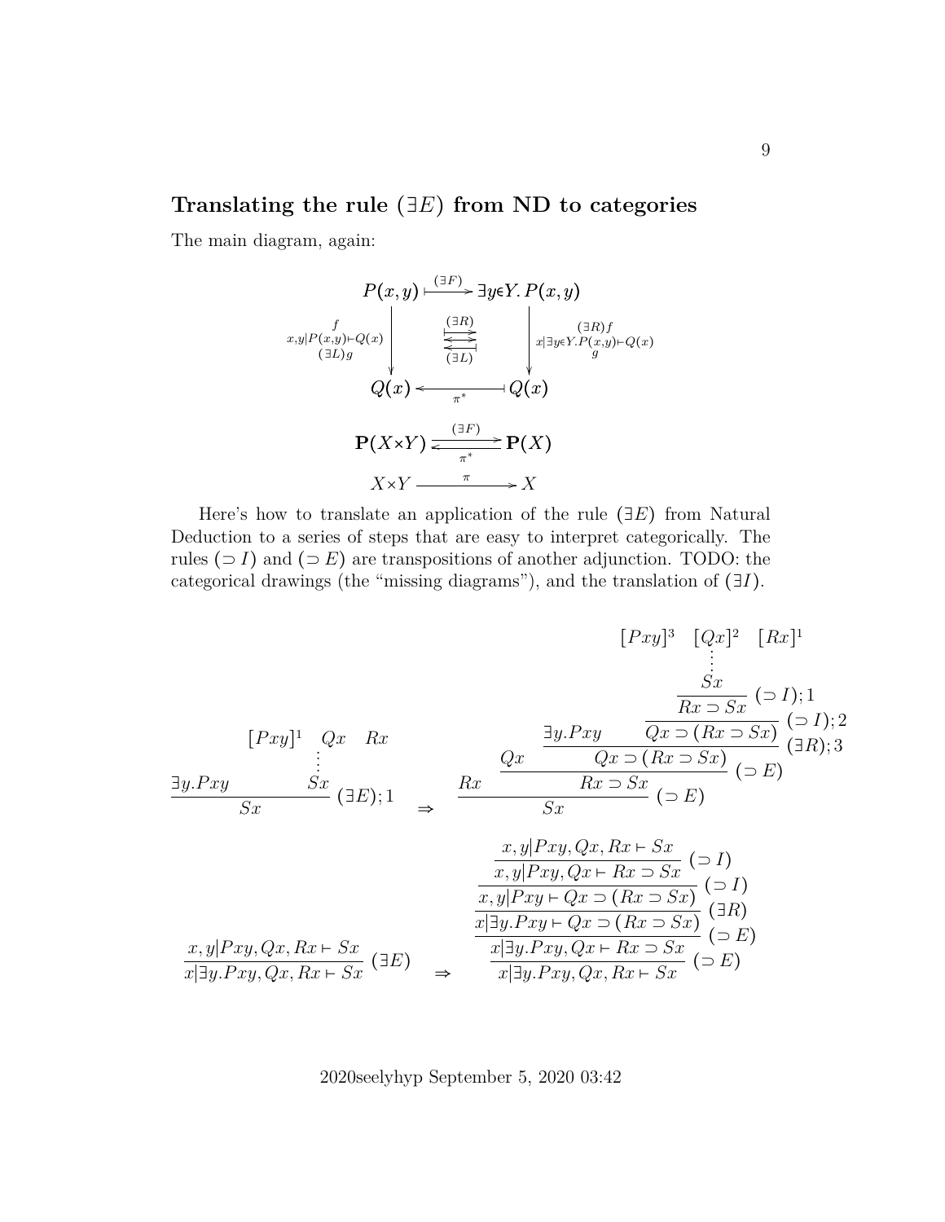## Translating the rule $(\exists E)$ from ND to categories

The main diagram, again:

$$
\begin{array}{ccc}
P(x,y) & \xmapsto{(\exists F)} & \exists y{\in}Y.\,P(x,y) \\
{\scriptstyle f}\ {\scriptstyle x,y|P(x,y)\vdash Q(x)}\ {\scriptstyle (\exists L)g} \Big\downarrow & \substack{(\exists R) \\ \longmapsto \\ \longleftarrow \\ (\exists L)} & \Big\downarrow {\scriptstyle (\exists R)f}\ {\scriptstyle x|\exists y\in Y.P(x,y)\vdash Q(x)}\ {\scriptstyle g} \\
Q(x) & \xleftarrow[\pi^*]{} & Q(x)
\end{array}
$$

$$
\mathbf{P}(X{\times}Y) \underset{\pi^*}{\overset{(\exists F)}{\rightleftarrows}} \mathbf{P}(X)
$$

$$
X{\times}Y \xrightarrow{\ \pi\ } X
$$

Here's how to translate an application of the rule $(\exists E)$ from Natural Deduction to a series of steps that are easy to interpret categorically. The rules $(\supset I)$ and $(\supset E)$ are transpositions of another adjunction. TODO: the categorical drawings (the "missing diagrams"), and the translation of $(\exists I)$.

$$
\dfrac{\exists y.Pxy \qquad \begin{array}{c}[Pxy]^1 \quad Qx \quad Rx \\ \vdots \\ Sx\end{array}}{Sx}\;(\exists E);1
\quad\Rightarrow\quad
\dfrac{Rx \qquad \dfrac{Qx \qquad \dfrac{\exists y.Pxy \qquad \dfrac{\dfrac{\begin{array}{c}[Pxy]^3 \quad [Qx]^2 \quad [Rx]^1 \\ \vdots \\ Sx\end{array}}{Rx\supset Sx}\;(\supset I);1}{Qx\supset(Rx\supset Sx)}\;(\supset I);2}{Qx\supset(Rx\supset Sx)}\;(\exists R);3}{Rx\supset Sx}\;(\supset E)}{Sx}\;(\supset E)
$$

$$
\dfrac{x,y|Pxy,Qx,Rx\vdash Sx}{x|\exists y.Pxy,Qx,Rx\vdash Sx}\;(\exists E)
\quad\Rightarrow\quad
\dfrac{\dfrac{\dfrac{\dfrac{\dfrac{x,y|Pxy,Qx,Rx\vdash Sx}{x,y|Pxy,Qx\vdash Rx\supset Sx}\;(\supset I)}{x,y|Pxy\vdash Qx\supset(Rx\supset Sx)}\;(\supset I)}{x|\exists y.Pxy\vdash Qx\supset(Rx\supset Sx)}\;(\exists R)}{x|\exists y.Pxy,Qx\vdash Rx\supset Sx}\;(\supset E)}{x|\exists y.Pxy,Qx,Rx\vdash Sx}\;(\supset E)
$$

2020seelyhyp September 5, 2020 03:42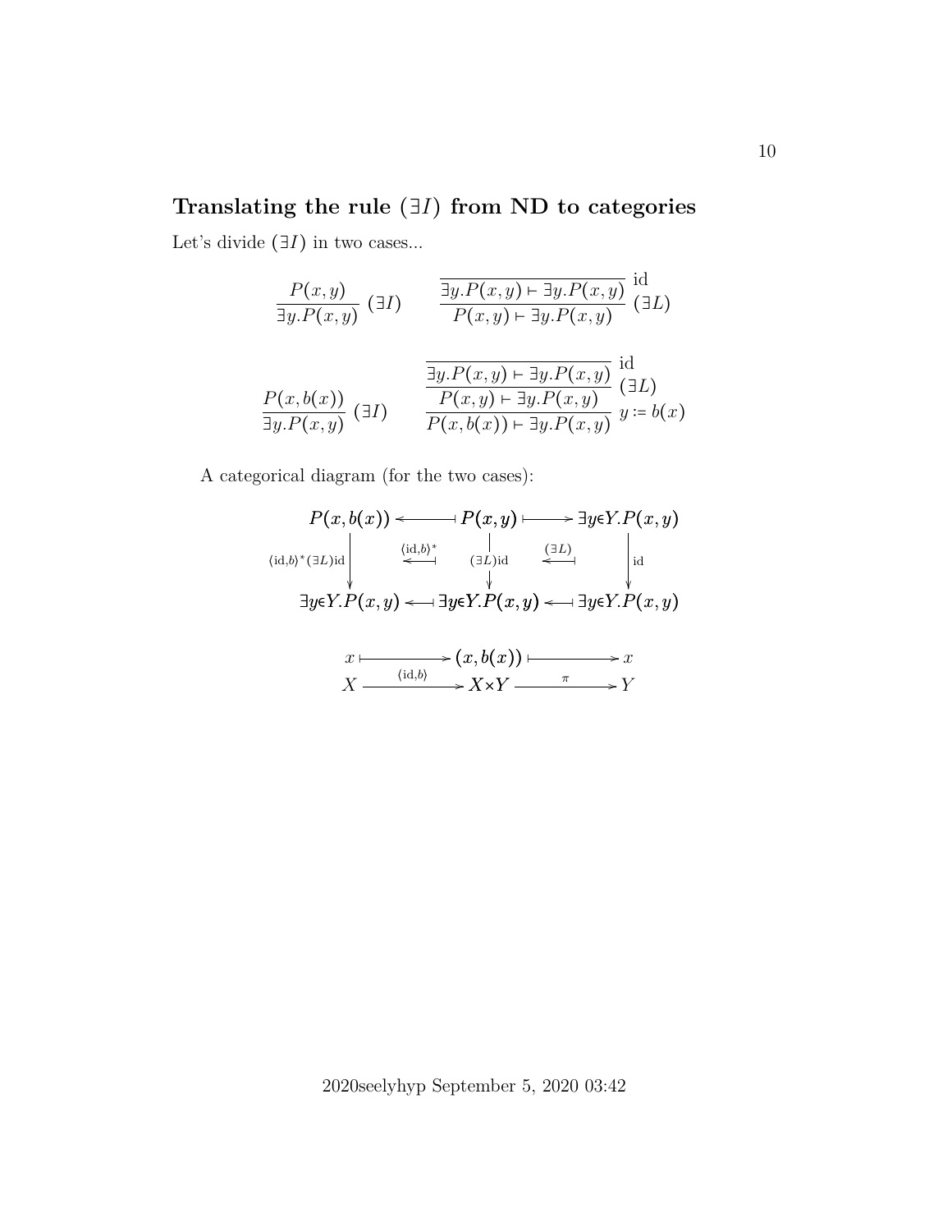## Translating the rule $(\exists I)$ from ND to categories

Let's divide $(\exists I)$ in two cases...

$$\dfrac{P(x,y)}{\exists y.P(x,y)}\ (\exists I) \qquad \dfrac{\overline{\exists y.P(x,y) \vdash \exists y.P(x,y)}\ \text{id}}{P(x,y) \vdash \exists y.P(x,y)}\ (\exists L)$$

$$\dfrac{P(x,b(x))}{\exists y.P(x,y)}\ (\exists I) \qquad \dfrac{\dfrac{\overline{\exists y.P(x,y) \vdash \exists y.P(x,y)}\ \text{id}}{P(x,y) \vdash \exists y.P(x,y)}\ (\exists L)}{P(x,b(x)) \vdash \exists y.P(x,y)}\ y := b(x)$$

A categorical diagram (for the two cases):

$$\begin{array}{ccccc}
P(x,b(x)) & \longleftarrow\!\!\!\!| & P(x,y) & |\!\!\!\longrightarrow & \exists y{\in}Y.P(x,y) \\
\downarrow {\scriptstyle \langle \text{id},b\rangle^*(\exists L)\text{id}} & \xleftarrow{\langle \text{id},b\rangle^*} & \downarrow {\scriptstyle (\exists L)\text{id}} & \xleftarrow{(\exists L)} & \downarrow {\scriptstyle \text{id}} \\
\exists y{\in}Y.P(x,y) & \longleftarrow\!\!\!\!| & \exists y{\in}Y.P(x,y) & \longleftarrow\!\!\!\!| & \exists y{\in}Y.P(x,y)
\end{array}$$

$$\begin{array}{ccccc}
x & \longmapsto & (x,b(x)) & \longmapsto & x \\
X & \xrightarrow{\langle \text{id},b\rangle} & X{\times}Y & \xrightarrow{\pi} & Y
\end{array}$$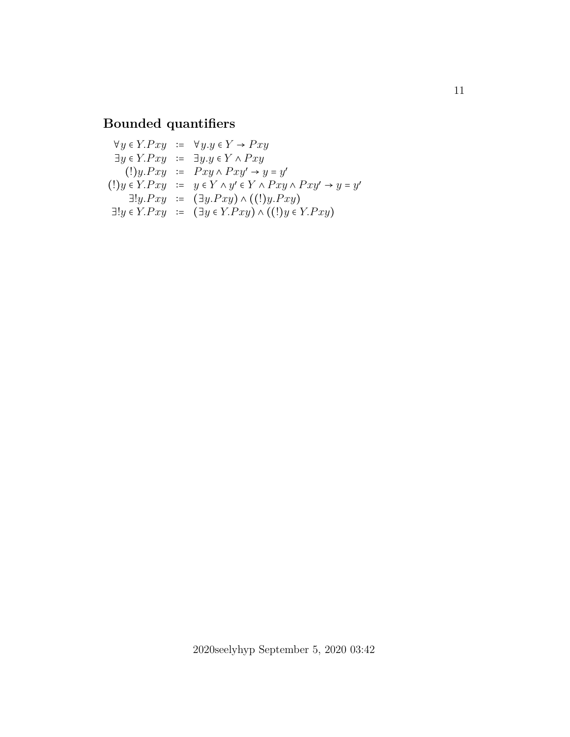## Bounded quantifiers

$$
\begin{array}{rcl}
\forall y \in Y.Pxy &:=& \forall y.y \in Y \to Pxy \\
\exists y \in Y.Pxy &:=& \exists y.y \in Y \land Pxy \\
(!)y.Pxy &:=& Pxy \land Pxy' \to y = y' \\
(!)y \in Y.Pxy &:=& y \in Y \land y' \in Y \land Pxy \land Pxy' \to y = y' \\
\exists!y.Pxy &:=& (\exists y.Pxy) \land ((!)y.Pxy) \\
\exists!y \in Y.Pxy &:=& (\exists y \in Y.Pxy) \land ((!)y \in Y.Pxy)
\end{array}
$$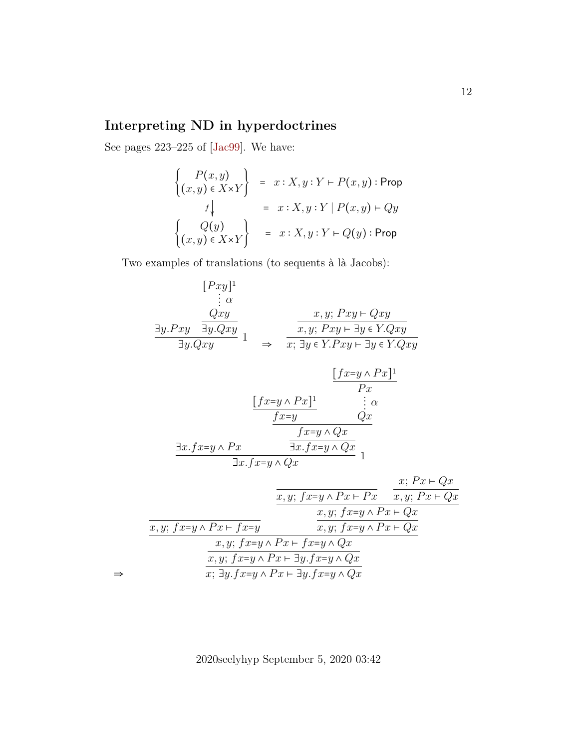## Interpreting ND in hyperdoctrines

See pages 223–225 of [Jac99]. We have:

$$
\begin{array}{cl}
\left\{\begin{matrix} P(x,y) \\ (x,y)\in X{\times}Y \end{matrix}\right\} & = \ x:X, y:Y \vdash P(x,y) : \mathsf{Prop} \\
f\big\downarrow & = \ x:X, y:Y \mid P(x,y) \vdash Qy \\
\left\{\begin{matrix} Q(y) \\ (x,y)\in X{\times}Y \end{matrix}\right\} & = \ x:X, y:Y \vdash Q(y) : \mathsf{Prop}
\end{array}
$$

Two examples of translations (to sequents à là Jacobs):

$$
\dfrac{\exists y.Pxy \qquad \dfrac{\begin{matrix}[Pxy]^1 \\ \vdots\ \alpha \\ Qxy\end{matrix}}{\exists y.Qxy}}{\exists y.Qxy}\,1
\quad\Rightarrow\quad
\dfrac{\dfrac{x,y;\, Pxy \vdash Qxy}{x,y;\, Pxy \vdash \exists y\in Y.Qxy}}{x;\, \exists y\in Y.Pxy \vdash \exists y\in Y.Qxy}
$$

$$
\dfrac{\exists x.fx{=}y \wedge Px \qquad \dfrac{\dfrac{\dfrac{[fx{=}y\wedge Px]^1}{fx{=}y} \qquad \begin{matrix}\dfrac{[fx{=}y\wedge Px]^1}{Px} \\ \vdots\ \alpha \\ Qx\end{matrix}}{fx{=}y \wedge Qx}}{\exists x.fx{=}y\wedge Qx}}{\exists x.fx{=}y\wedge Qx}\,1
$$

$$
\Rightarrow\quad
\dfrac{\dfrac{\dfrac{\overline{x,y;\, fx{=}y\wedge Px \vdash fx{=}y} \qquad \dfrac{\dfrac{\overline{x,y;\, fx{=}y\wedge Px \vdash Px} \qquad \dfrac{x;\, Px \vdash Qx}{x,y;\, Px \vdash Qx}}{x,y;\, fx{=}y\wedge Px \vdash Qx}}{x,y;\, fx{=}y\wedge Px \vdash Qx}}{x,y;\, fx{=}y\wedge Px \vdash fx{=}y\wedge Qx}}{x,y;\, fx{=}y\wedge Px \vdash \exists y.fx{=}y\wedge Qx}}{x;\, \exists y.fx{=}y\wedge Px \vdash \exists y.fx{=}y\wedge Qx}
$$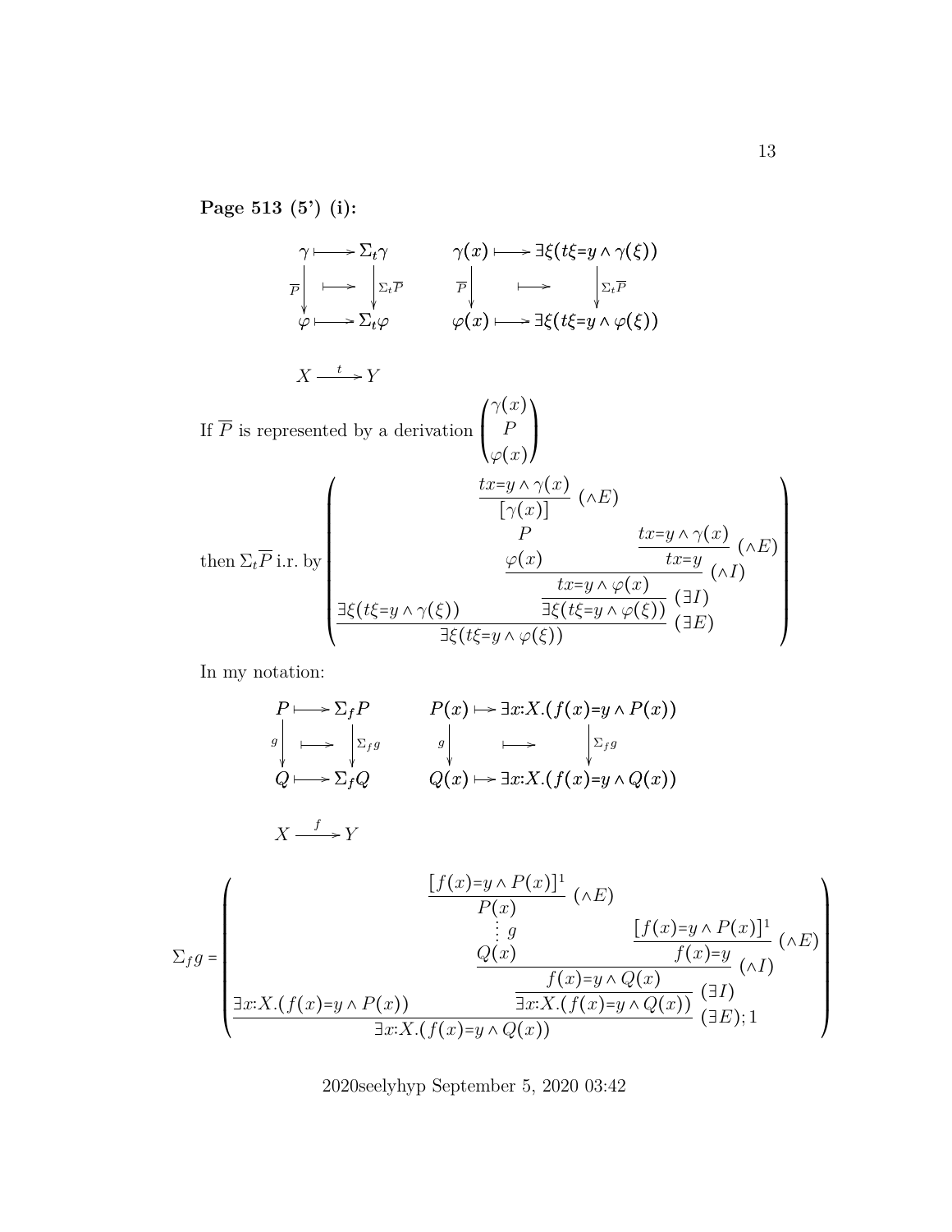**Page 513 (5') (i):**

$$
\begin{array}{ccc}
\gamma & \longmapsto & \Sigma_t \gamma \\
{\scriptstyle \overline{P}}\downarrow & \longmapsto & \downarrow {\scriptstyle \Sigma_t \overline{P}} \\
\varphi & \longmapsto & \Sigma_t \varphi
\end{array}
\qquad
\begin{array}{ccc}
\gamma(x) & \longmapsto & \exists \xi (t\xi = y \wedge \gamma(\xi)) \\
{\scriptstyle \overline{P}}\downarrow & \longmapsto & \downarrow {\scriptstyle \Sigma_t \overline{P}} \\
\varphi(x) & \longmapsto & \exists \xi (t\xi = y \wedge \varphi(\xi))
\end{array}
$$

$$X \xrightarrow{t} Y$$

If $\overline{P}$ is represented by a derivation $\begin{pmatrix} \gamma(x) \\ P \\ \varphi(x) \end{pmatrix}$

then $\Sigma_t \overline{P}$ i.r. by

$$
\left(
\dfrac{\exists \xi (t\xi = y \wedge \gamma(\xi)) \qquad \dfrac{\dfrac{\dfrac{\dfrac{tx = y \wedge \gamma(x)}{[\gamma(x)]}\,(\wedge E)}{\overset{P}{\varphi(x)}} \qquad \dfrac{tx = y \wedge \gamma(x)}{tx = y}\,(\wedge E)}{tx = y \wedge \varphi(x)}\,(\wedge I)}{\exists \xi (t\xi = y \wedge \varphi(\xi))}\,(\exists I)}{\exists \xi (t\xi = y \wedge \varphi(\xi))}\,(\exists E)
\right)
$$

In my notation:

$$
\begin{array}{ccc}
P & \longmapsto & \Sigma_f P \\
{\scriptstyle g}\downarrow & \longmapsto & \downarrow {\scriptstyle \Sigma_f g} \\
Q & \longmapsto & \Sigma_f Q
\end{array}
\qquad
\begin{array}{ccc}
P(x) & \longmapsto & \exists x{:}X.(f(x) = y \wedge P(x)) \\
{\scriptstyle g}\downarrow & \longmapsto & \downarrow {\scriptstyle \Sigma_f g} \\
Q(x) & \longmapsto & \exists x{:}X.(f(x) = y \wedge Q(x))
\end{array}
$$

$$X \xrightarrow{f} Y$$

$$
\Sigma_f g = \left(
\dfrac{\exists x{:}X.(f(x) = y \wedge P(x)) \qquad \dfrac{\dfrac{\dfrac{\dfrac{[f(x) = y \wedge P(x)]^1}{P(x)}\,(\wedge E)}{\overset{\vdots\, g}{Q(x)}} \qquad \dfrac{[f(x) = y \wedge P(x)]^1}{f(x) = y}\,(\wedge E)}{f(x) = y \wedge Q(x)}\,(\wedge I)}{\exists x{:}X.(f(x) = y \wedge Q(x))}\,(\exists I)}{\exists x{:}X.(f(x) = y \wedge Q(x))}\,(\exists E);1
\right)
$$

2020seelyhyp September 5, 2020 03:42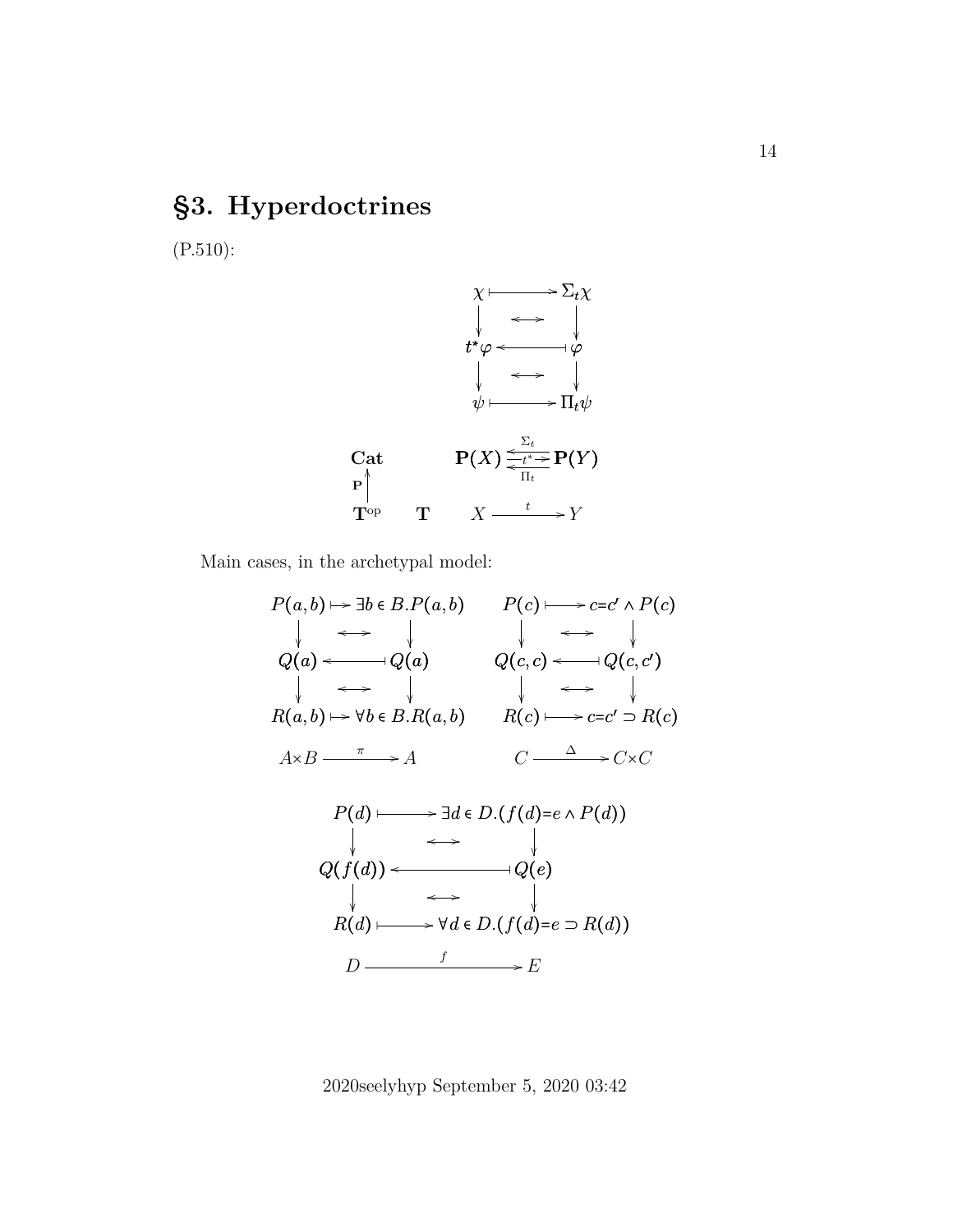# §3. Hyperdoctrines

(P.510):

$$
\begin{array}{ccc}
\chi & \longmapsto & \Sigma_t\chi \\
\downarrow & \longleftrightarrow & \downarrow \\
t^*\varphi & \longleftarrow\!\!\shortmid & \varphi \\
\downarrow & \longleftrightarrow & \downarrow \\
\psi & \longmapsto & \Pi_t\psi
\end{array}
$$

$$
\begin{array}{ccc}
\mathbf{Cat} & & \mathbf{P}(X) \underset{\Pi_t}{\overset{\Sigma_t}{\underset{\longleftarrow}{\overset{\longleftarrow}{\xrightarrow{t^*}}}}} \mathbf{P}(Y) \\
\mathbf{P}\uparrow & & \\
\mathbf{T}^{\mathrm{op}} & \mathbf{T} & X \xrightarrow{\ t\ } Y
\end{array}
$$

Main cases, in the archetypal model:

$$
\begin{array}{ccc}
P(a,b) & \longmapsto & \exists b \in B. P(a,b) \\
\downarrow & \longleftrightarrow & \downarrow \\
Q(a) & \longleftarrow\!\!\shortmid & Q(a) \\
\downarrow & \longleftrightarrow & \downarrow \\
R(a,b) & \longmapsto & \forall b \in B. R(a,b) \\
A{\times}B & \xrightarrow{\ \pi\ } & A
\end{array}
\qquad
\begin{array}{ccc}
P(c) & \longmapsto & c{=}c' \wedge P(c) \\
\downarrow & \longleftrightarrow & \downarrow \\
Q(c,c) & \longleftarrow\!\!\shortmid & Q(c,c') \\
\downarrow & \longleftrightarrow & \downarrow \\
R(c) & \longmapsto & c{=}c' \supset R(c) \\
C & \xrightarrow{\ \Delta\ } & C{\times}C
\end{array}
$$

$$
\begin{array}{ccc}
P(d) & \longmapsto & \exists d \in D. (f(d){=}e \wedge P(d)) \\
\downarrow & \longleftrightarrow & \downarrow \\
Q(f(d)) & \longleftarrow\!\!\shortmid & Q(e) \\
\downarrow & \longleftrightarrow & \downarrow \\
R(d) & \longmapsto & \forall d \in D. (f(d){=}e \supset R(d)) \\
D & \xrightarrow{\ f\ } & E
\end{array}
$$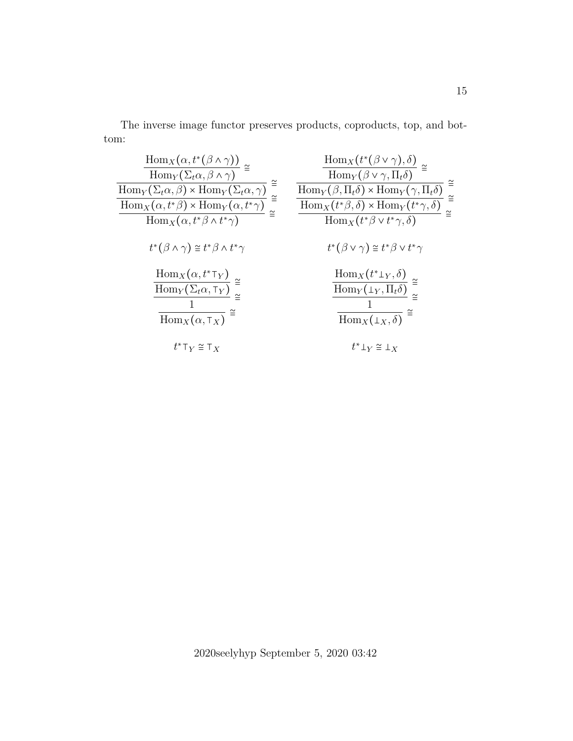The inverse image functor preserves products, coproducts, top, and bottom:

$$\cfrac{\cfrac{\cfrac{\cfrac{\mathrm{Hom}_X(\alpha, t^*(\beta \wedge \gamma))}{\mathrm{Hom}_Y(\Sigma_t \alpha, \beta \wedge \gamma)} \cong}{\mathrm{Hom}_Y(\Sigma_t \alpha, \beta) \times \mathrm{Hom}_Y(\Sigma_t \alpha, \gamma)} \cong}{\mathrm{Hom}_X(\alpha, t^*\beta) \times \mathrm{Hom}_Y(\alpha, t^*\gamma)} \cong}{\mathrm{Hom}_X(\alpha, t^*\beta \wedge t^*\gamma)} \cong
\qquad
\cfrac{\cfrac{\cfrac{\cfrac{\mathrm{Hom}_X(t^*(\beta \vee \gamma), \delta)}{\mathrm{Hom}_Y(\beta \vee \gamma, \Pi_t \delta)} \cong}{\mathrm{Hom}_Y(\beta, \Pi_t \delta) \times \mathrm{Hom}_Y(\gamma, \Pi_t \delta)} \cong}{\mathrm{Hom}_X(t^*\beta, \delta) \times \mathrm{Hom}_Y(t^*\gamma, \delta)} \cong}{\mathrm{Hom}_X(t^*\beta \vee t^*\gamma, \delta)} \cong$$

$$t^*(\beta \wedge \gamma) \cong t^*\beta \wedge t^*\gamma \qquad\qquad t^*(\beta \vee \gamma) \cong t^*\beta \vee t^*\gamma$$

$$\cfrac{\cfrac{\cfrac{\mathrm{Hom}_X(\alpha, t^*\top_Y)}{\mathrm{Hom}_Y(\Sigma_t \alpha, \top_Y)} \cong}{1} \cong}{\mathrm{Hom}_X(\alpha, \top_X)} \cong
\qquad
\cfrac{\cfrac{\cfrac{\mathrm{Hom}_X(t^*\bot_Y, \delta)}{\mathrm{Hom}_Y(\bot_Y, \Pi_t \delta)} \cong}{1} \cong}{\mathrm{Hom}_X(\bot_X, \delta)} \cong$$

$$t^*\top_Y \cong \top_X \qquad\qquad t^*\bot_Y \cong \bot_X$$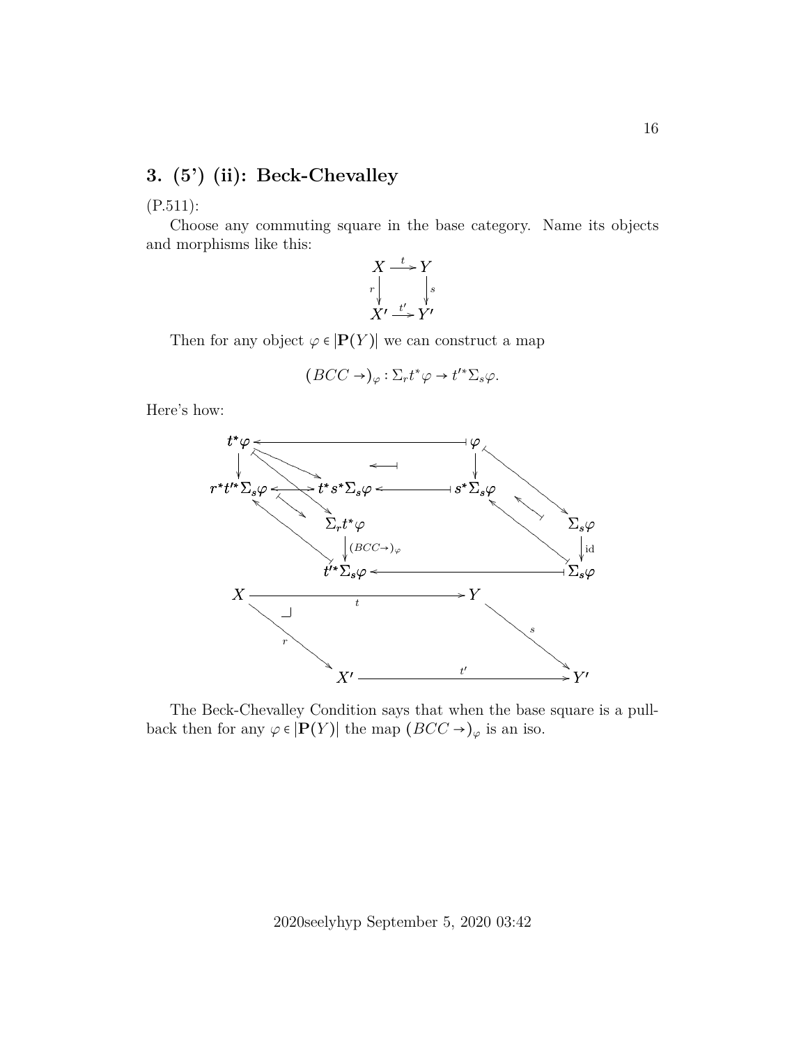## 3. (5') (ii): Beck-Chevalley

(P.511):

Choose any commuting square in the base category. Name its objects and morphisms like this:

$$\begin{array}{ccc} X & \xrightarrow{t} & Y \\ {\scriptstyle r}\downarrow & & \downarrow{\scriptstyle s} \\ X' & \xrightarrow{t'} & Y' \end{array}$$

Then for any object $\varphi \in |\mathbf{P}(Y)|$ we can construct a map

$$(BCC \to)_\varphi : \Sigma_r t^* \varphi \to t'^* \Sigma_s \varphi.$$

Here's how:

$$\begin{array}{ccccc}
t^*\varphi & \longleftarrow & & \longmapsfrom & \varphi \\
\downarrow & & & & \downarrow \\
r^*t'^*\Sigma_s\varphi & \longleftarrow & t^*s^*\Sigma_s\varphi & \longleftarrow & s^*\Sigma_s\varphi \\
& & \Sigma_r t^*\varphi & & \Sigma_s\varphi \\
& & \downarrow{\scriptstyle (BCC\to)_\varphi} & & \downarrow{\scriptstyle \mathrm{id}} \\
& & t'^*\Sigma_s\varphi & \longleftarrow & \Sigma_s\varphi \\
X & & \xrightarrow{t} & & Y \\
& {\scriptstyle r}\searrow & & & \searrow{\scriptstyle s} \\
& & X' & \xrightarrow{t'} & Y'
\end{array}$$

The Beck-Chevalley Condition says that when the base square is a pullback then for any $\varphi \in |\mathbf{P}(Y)|$ the map $(BCC \to)_\varphi$ is an iso.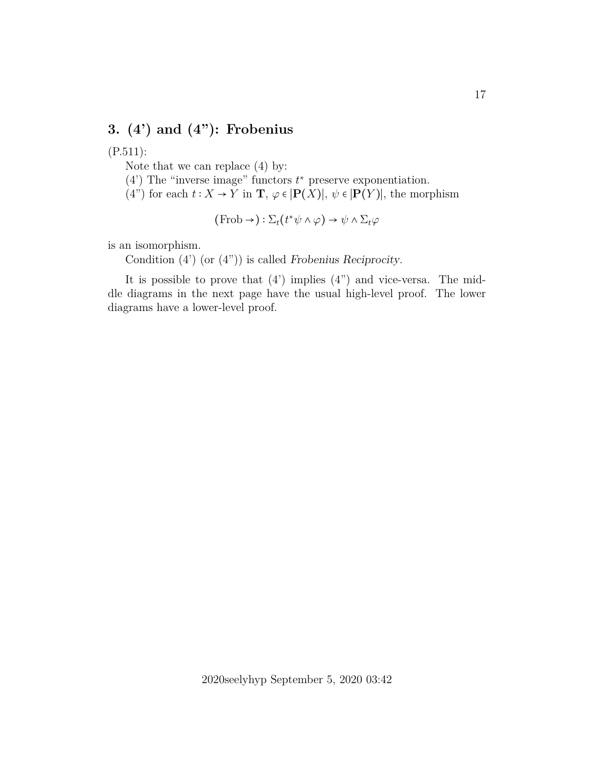## 3. (4') and (4"): Frobenius

(P.511):

Note that we can replace (4) by:

(4') The "inverse image" functors $t^*$ preserve exponentiation.

(4") for each $t : X \to Y$ in $\mathbf{T}$, $\varphi \in |\mathbf{P}(X)|$, $\psi \in |\mathbf{P}(Y)|$, the morphism

$$(\text{Frob} \to) : \Sigma_t(t^*\psi \wedge \varphi) \to \psi \wedge \Sigma_t\varphi$$

is an isomorphism.

Condition (4') (or (4")) is called *Frobenius Reciprocity*.

It is possible to prove that (4') implies (4") and vice-versa. The middle diagrams in the next page have the usual high-level proof. The lower diagrams have a lower-level proof.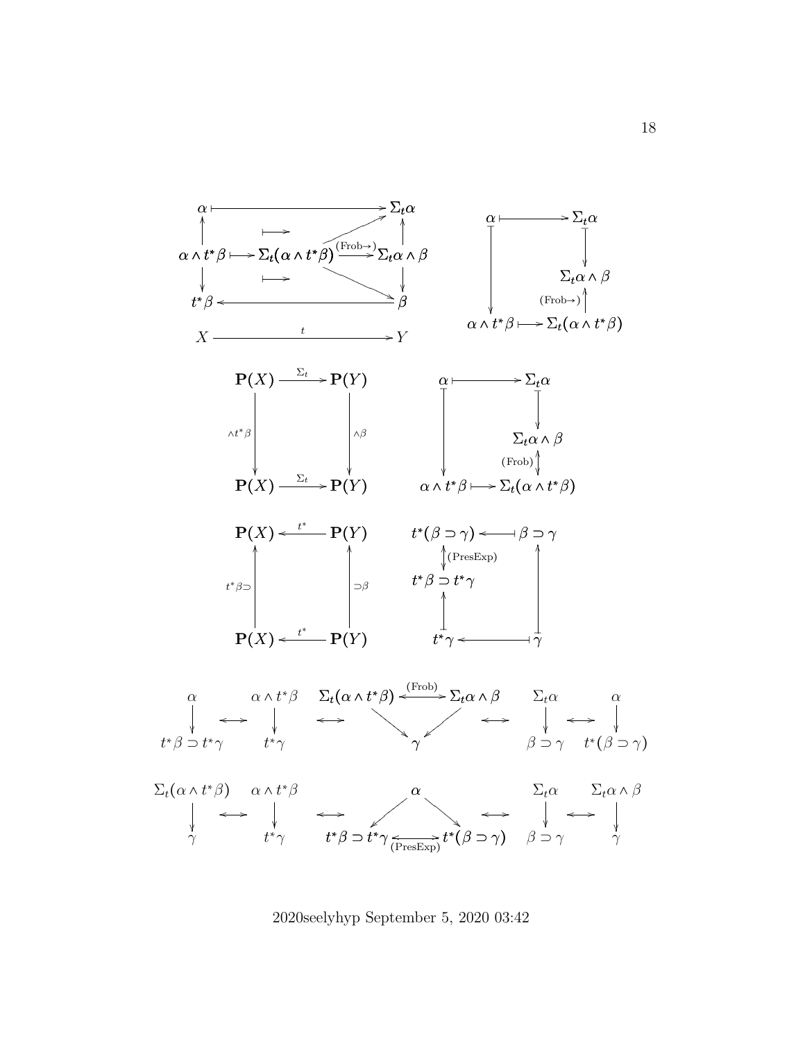$$
\begin{array}{ccccc}
\alpha & \longmapsto & & & \Sigma_t\alpha \\
\uparrow & & \longmapsto & & \uparrow \\
\alpha \wedge t^*\beta & \longmapsto & \Sigma_t(\alpha \wedge t^*\beta) & \xrightarrow{(\text{Frob}\rightarrow)} & \Sigma_t\alpha \wedge \beta \\
\downarrow & & \longmapsto & & \downarrow \\
t^*\beta & \longleftarrow & & & \beta \\
 & & & & \\
X & & \xrightarrow{\quad t \quad} & & Y
\end{array}
\qquad
\begin{array}{ccc}
\alpha & \longmapsto & \Sigma_t\alpha \\
\Big\downarrow & & \Big\downarrow \\
 & & \Sigma_t\alpha \wedge \beta \\
 & & \uparrow{\scriptstyle (\text{Frob}\rightarrow)} \\
\alpha \wedge t^*\beta & \longmapsto & \Sigma_t(\alpha \wedge t^*\beta)
\end{array}
$$

$$
\begin{array}{ccc}
\mathbf{P}(X) & \xrightarrow{\Sigma_t} & \mathbf{P}(Y) \\
{\scriptstyle \wedge t^*\beta}\Big\downarrow & & \Big\downarrow{\scriptstyle \wedge\beta} \\
\mathbf{P}(X) & \xrightarrow{\Sigma_t} & \mathbf{P}(Y)
\end{array}
\qquad
\begin{array}{ccc}
\alpha & \longmapsto & \Sigma_t\alpha \\
\Big\downarrow & & \Big\downarrow \\
 & & \Sigma_t\alpha \wedge \beta \\
 & & \updownarrow{\scriptstyle (\text{Frob})} \\
\alpha \wedge t^*\beta & \longmapsto & \Sigma_t(\alpha \wedge t^*\beta)
\end{array}
$$

$$
\begin{array}{ccc}
\mathbf{P}(X) & \xleftarrow{t^*} & \mathbf{P}(Y) \\
{\scriptstyle t^*\beta\supset}\Big\uparrow & & \Big\uparrow{\scriptstyle \supset\beta} \\
\mathbf{P}(X) & \xleftarrow{t^*} & \mathbf{P}(Y)
\end{array}
\qquad
\begin{array}{ccc}
t^*(\beta \supset \gamma) & \longleftarrow & \beta \supset \gamma \\
\updownarrow{\scriptstyle (\text{PresExp})} & & \\
t^*\beta \supset t^*\gamma & & \Big\uparrow \\
\Big\uparrow & & \\
t^*\gamma & \longleftarrow & \gamma
\end{array}
$$

$$
\begin{array}{c}\alpha \\ \downarrow \\ t^*\beta \supset t^*\gamma\end{array}
\;\longleftrightarrow\;
\begin{array}{c}\alpha \wedge t^*\beta \\ \downarrow \\ t^*\gamma\end{array}
\;\longleftrightarrow\;
\begin{array}{ccc}\Sigma_t(\alpha \wedge t^*\beta) & \xleftrightarrow{(\text{Frob})} & \Sigma_t\alpha \wedge \beta \\ & \searrow\quad\swarrow & \\ & \gamma & \end{array}
\;\longleftrightarrow\;
\begin{array}{c}\Sigma_t\alpha \\ \downarrow \\ \beta \supset \gamma\end{array}
\;\longleftrightarrow\;
\begin{array}{c}\alpha \\ \downarrow \\ t^*(\beta \supset \gamma)\end{array}
$$

$$
\begin{array}{c}\Sigma_t(\alpha \wedge t^*\beta) \\ \downarrow \\ \gamma\end{array}
\;\longleftrightarrow\;
\begin{array}{c}\alpha \wedge t^*\beta \\ \downarrow \\ t^*\gamma\end{array}
\;\longleftrightarrow\;
\begin{array}{ccc} & \alpha & \\ & \swarrow\quad\searrow & \\ t^*\beta \supset t^*\gamma & \xleftrightarrow[(\text{PresExp})]{} & t^*(\beta \supset \gamma)\end{array}
\;\longleftrightarrow\;
\begin{array}{c}\Sigma_t\alpha \\ \downarrow \\ \beta \supset \gamma\end{array}
\;\longleftrightarrow\;
\begin{array}{c}\Sigma_t\alpha \wedge \beta \\ \downarrow \\ \gamma\end{array}
$$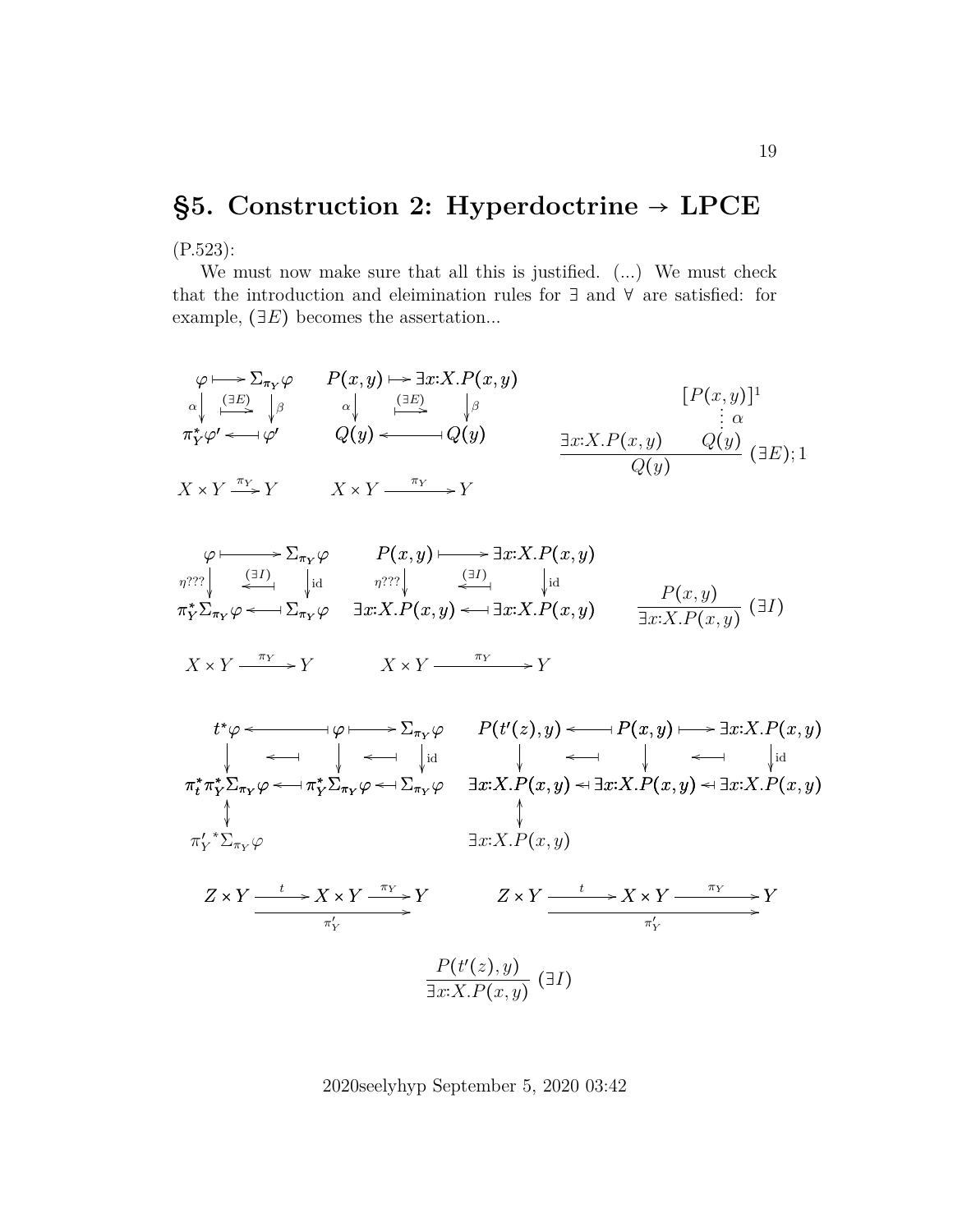## §5. Construction 2: Hyperdoctrine → LPCE

(P.523):

We must now make sure that all this is justified. (...) We must check that the introduction and eleimination rules for ∃ and ∀ are satisfied: for example, $(\exists E)$ becomes the assertation...

$$
\begin{array}{ccc}
\varphi & \longmapsto & \Sigma_{\pi_Y}\varphi \\
{\scriptstyle \alpha}\downarrow & \overset{(\exists E)}{\longmapsto} & \downarrow{\scriptstyle \beta} \\
\pi_Y^*\varphi' & \longleftarrow\!\!| & \varphi'
\end{array}
\qquad
\begin{array}{ccc}
P(x,y) & \longmapsto & \exists x{:}X.P(x,y) \\
{\scriptstyle \alpha}\downarrow & \overset{(\exists E)}{\longmapsto} & \downarrow{\scriptstyle \beta} \\
Q(y) & \longleftarrow\!\!| & Q(y)
\end{array}
\qquad
\dfrac{\exists x{:}X.P(x,y) \qquad \begin{matrix}[P(x,y)]^1 \\ \vdots\ \alpha \\ Q(y)\end{matrix}}{Q(y)}\ (\exists E);1
$$

$$
X \times Y \xrightarrow{\pi_Y} Y \qquad\qquad X \times Y \xrightarrow{\pi_Y} Y
$$

$$
\begin{array}{ccc}
\varphi & \longmapsto & \Sigma_{\pi_Y}\varphi \\
{\scriptstyle \eta???}\downarrow & \overset{(\exists I)}{\longleftarrow\!\!|} & \downarrow{\scriptstyle \mathrm{id}} \\
\pi_Y^*\Sigma_{\pi_Y}\varphi & \longleftarrow\!\!| & \Sigma_{\pi_Y}\varphi
\end{array}
\qquad
\begin{array}{ccc}
P(x,y) & \longmapsto & \exists x{:}X.P(x,y) \\
{\scriptstyle \eta???}\downarrow & \overset{(\exists I)}{\longleftarrow\!\!|} & \downarrow{\scriptstyle \mathrm{id}} \\
\exists x{:}X.P(x,y) & \longleftarrow\!\!| & \exists x{:}X.P(x,y)
\end{array}
\qquad
\dfrac{P(x,y)}{\exists x{:}X.P(x,y)}\ (\exists I)
$$

$$
X \times Y \xrightarrow{\pi_Y} Y \qquad\qquad X \times Y \xrightarrow{\pi_Y} Y
$$

$$
\begin{array}{ccccc}
t^*\varphi & \longleftarrow\!\!| & \varphi & \longmapsto & \Sigma_{\pi_Y}\varphi \\
\downarrow & \longleftarrow\!\!| & \downarrow & \longleftarrow\!\!| & \downarrow{\scriptstyle \mathrm{id}} \\
\pi_t^*\pi_Y^*\Sigma_{\pi_Y}\varphi & \longleftarrow\!\!| & \pi_Y^*\Sigma_{\pi_Y}\varphi & \longleftarrow\!\!| & \Sigma_{\pi_Y}\varphi \\
\updownarrow & & & & \\
{\pi'_Y}^*\Sigma_{\pi_Y}\varphi & & & &
\end{array}
\qquad
\begin{array}{ccccc}
P(t'(z),y) & \longleftarrow\!\!| & P(x,y) & \longmapsto & \exists x{:}X.P(x,y) \\
\downarrow & \longleftarrow\!\!| & \downarrow & \longleftarrow\!\!| & \downarrow{\scriptstyle \mathrm{id}} \\
\exists x{:}X.P(x,y) & \longleftarrow\!\!| & \exists x{:}X.P(x,y) & \longleftarrow\!\!| & \exists x{:}X.P(x,y) \\
\updownarrow & & & & \\
\exists x{:}X.P(x,y) & & & &
\end{array}
$$

$$
Z \times Y \xrightarrow{t} X \times Y \xrightarrow{\pi_Y} Y, \quad Z \times Y \xrightarrow{\pi'_Y} Y \qquad\qquad Z \times Y \xrightarrow{t} X \times Y \xrightarrow{\pi_Y} Y, \quad Z \times Y \xrightarrow{\pi'_Y} Y
$$

$$
\dfrac{P(t'(z),y)}{\exists x{:}X.P(x,y)}\ (\exists I)
$$

2020seelyhyp September 5, 2020 03:42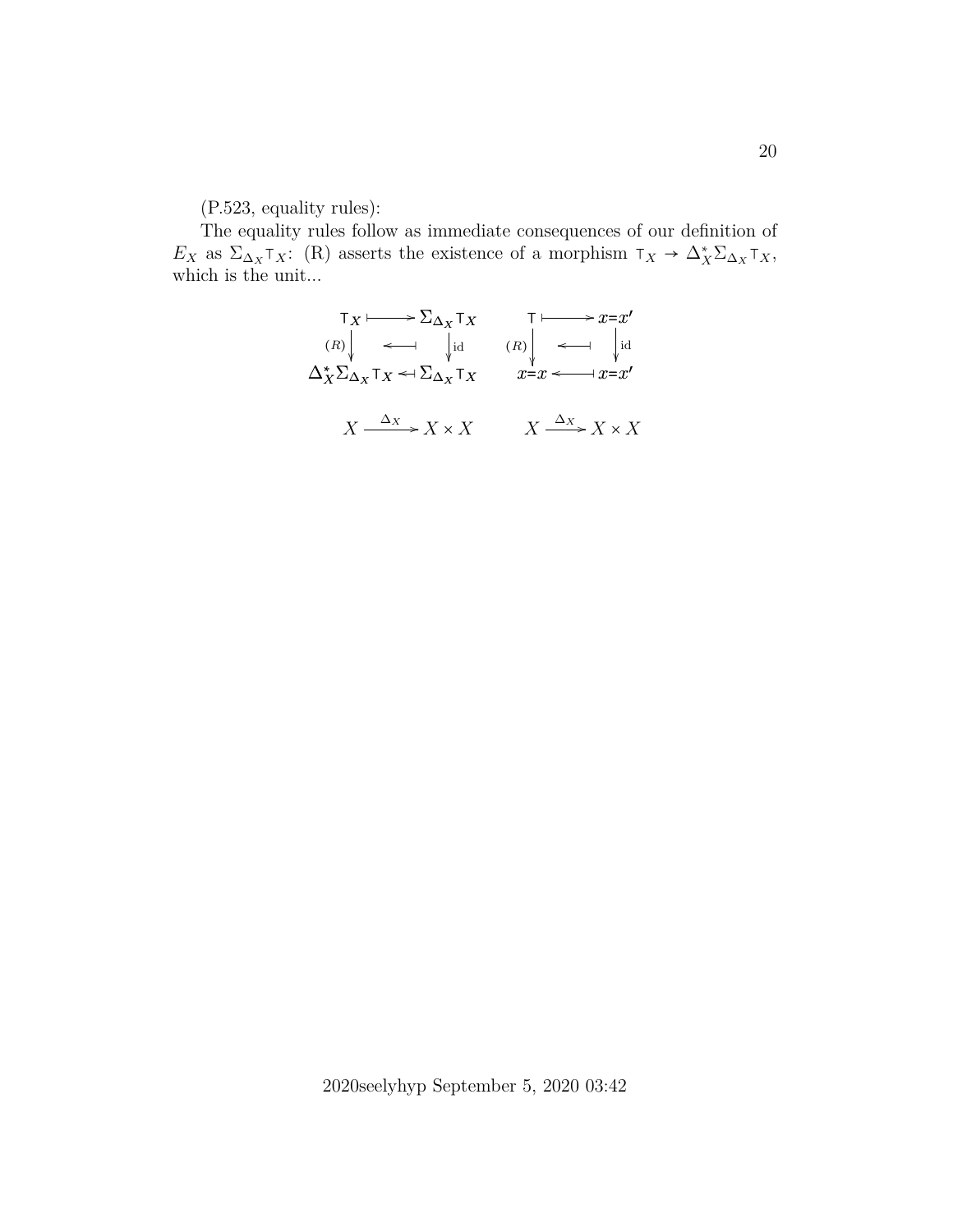(P.523, equality rules):

The equality rules follow as immediate consequences of our definition of $E_X$ as $\Sigma_{\Delta_X}\top_X$: (R) asserts the existence of a morphism $\top_X \to \Delta_X^*\Sigma_{\Delta_X}\top_X$, which is the unit...

$$
\begin{array}{ccc}
\top_X & \longmapsto & \Sigma_{\Delta_X}\top_X \\
{\scriptstyle (R)}\big\downarrow & \longleftarrow\!\!\dashv & \big\downarrow{\scriptstyle \mathrm{id}} \\
\Delta_X^*\Sigma_{\Delta_X}\top_X & \longleftarrow\!\!\dashv & \Sigma_{\Delta_X}\top_X
\end{array}
\qquad
\begin{array}{ccc}
\top & \longmapsto & x{=}x' \\
{\scriptstyle (R)}\big\downarrow & \longleftarrow\!\!\dashv & \big\downarrow{\scriptstyle \mathrm{id}} \\
x{=}x & \longleftarrow\!\!\dashv & x{=}x'
\end{array}
$$

$$
X \xrightarrow{\Delta_X} X \times X \qquad\qquad X \xrightarrow{\Delta_X} X \times X
$$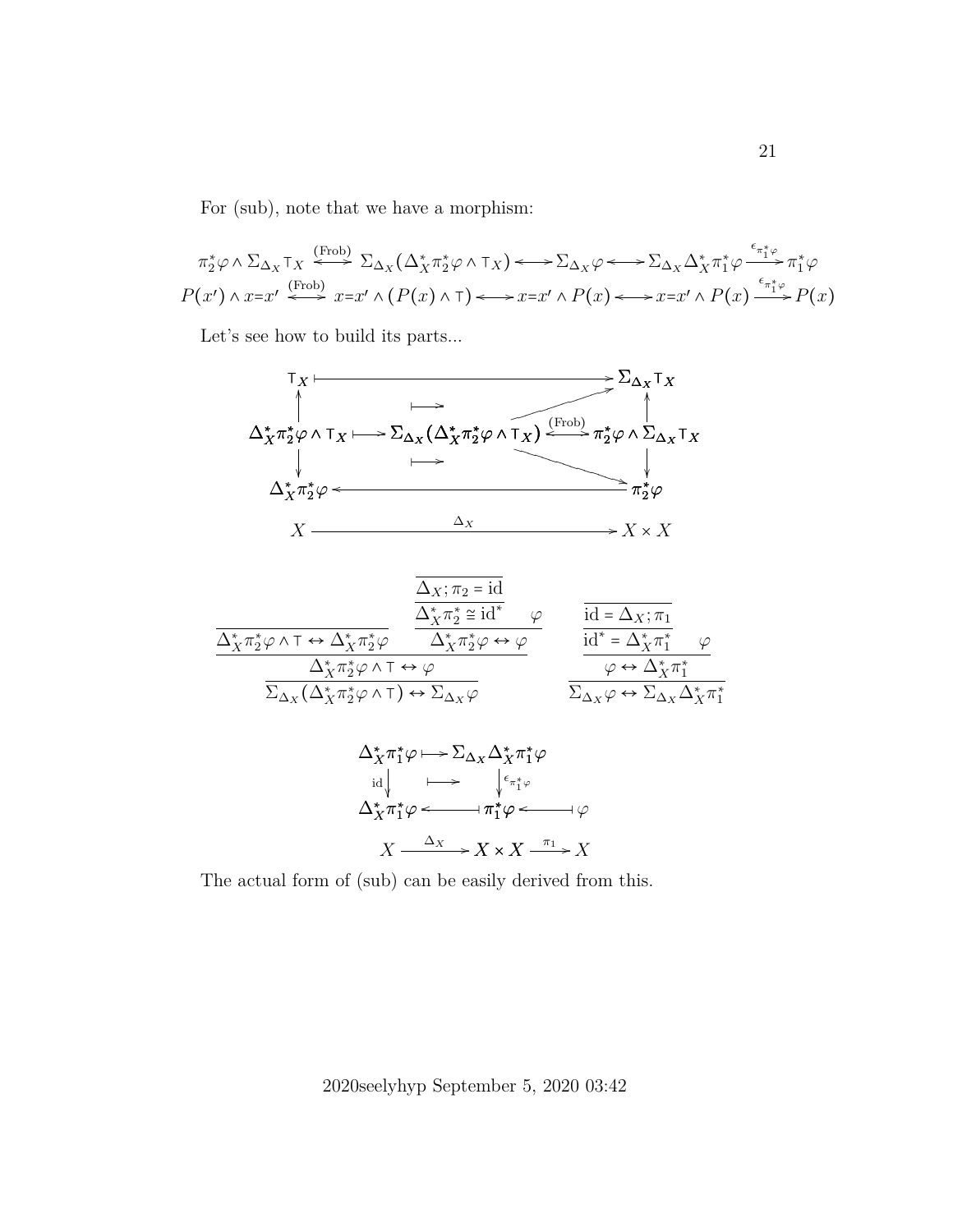For (sub), note that we have a morphism:

$$
\begin{array}{ccccccccc}
\pi_2^*\varphi \wedge \Sigma_{\Delta_X} \top_X & \overset{\text{(Frob)}}{\longleftrightarrow} & \Sigma_{\Delta_X}(\Delta_X^*\pi_2^*\varphi \wedge \top_X) & \longleftrightarrow & \Sigma_{\Delta_X}\varphi & \longleftrightarrow & \Sigma_{\Delta_X}\Delta_X^*\pi_1^*\varphi & \xrightarrow{\epsilon_{\pi_1^*\varphi}} & \pi_1^*\varphi \\
P(x') \wedge x{=}x' & \overset{\text{(Frob)}}{\longleftrightarrow} & x{=}x' \wedge (P(x) \wedge \top) & \longleftrightarrow & x{=}x' \wedge P(x) & \longleftrightarrow & x{=}x' \wedge P(x) & \xrightarrow{\epsilon_{\pi_1^*\varphi}} & P(x)
\end{array}
$$

Let's see how to build its parts...

$$
\begin{array}{ccccc}
\top_X & \longmapsto & & \longrightarrow & \Sigma_{\Delta_X}\top_X \\
\uparrow & & \longmapsto & & \uparrow \\
\Delta_X^*\pi_2^*\varphi \wedge \top_X & \longmapsto & \Sigma_{\Delta_X}(\Delta_X^*\pi_2^*\varphi \wedge \top_X) & \overset{\text{(Frob)}}{\longleftrightarrow} & \pi_2^*\varphi \wedge \Sigma_{\Delta_X}\top_X \\
\downarrow & & \longmapsto & & \downarrow \\
\Delta_X^*\pi_2^*\varphi & \longleftarrow & & & \pi_2^*\varphi \\
X & & \xrightarrow{\quad \Delta_X \quad} & & X \times X
\end{array}
$$

$$
\dfrac{\dfrac{\overline{\Delta_X^*\pi_2^*\varphi \wedge \top \leftrightarrow \Delta_X^*\pi_2^*\varphi} \qquad \dfrac{\dfrac{\overline{\Delta_X;\pi_2 = \mathrm{id}}}{\Delta_X^*\pi_2^* \cong \mathrm{id}^*} \quad \varphi}{\Delta_X^*\pi_2^*\varphi \leftrightarrow \varphi}}{\Delta_X^*\pi_2^*\varphi \wedge \top \leftrightarrow \varphi}}{\Sigma_{\Delta_X}(\Delta_X^*\pi_2^*\varphi \wedge \top) \leftrightarrow \Sigma_{\Delta_X}\varphi}
\qquad\qquad
\dfrac{\dfrac{\dfrac{\overline{\mathrm{id} = \Delta_X;\pi_1}}{\mathrm{id}^* = \Delta_X^*\pi_1^*} \quad \varphi}{\varphi \leftrightarrow \Delta_X^*\pi_1^*}}{\Sigma_{\Delta_X}\varphi \leftrightarrow \Sigma_{\Delta_X}\Delta_X^*\pi_1^*}
$$

$$
\begin{array}{ccccc}
\Delta_X^*\pi_1^*\varphi & \longmapsto & \Sigma_{\Delta_X}\Delta_X^*\pi_1^*\varphi & & \\
{\scriptstyle \mathrm{id}}\downarrow & \longmapsto & \downarrow{\scriptstyle \epsilon_{\pi_1^*\varphi}} & & \\
\Delta_X^*\pi_1^*\varphi & \longleftarrow\!\shortmid & \pi_1^*\varphi & \longleftarrow\!\shortmid & \varphi \\
X & \xrightarrow{\Delta_X} & X \times X & \xrightarrow{\pi_1} & X
\end{array}
$$

The actual form of (sub) can be easily derived from this.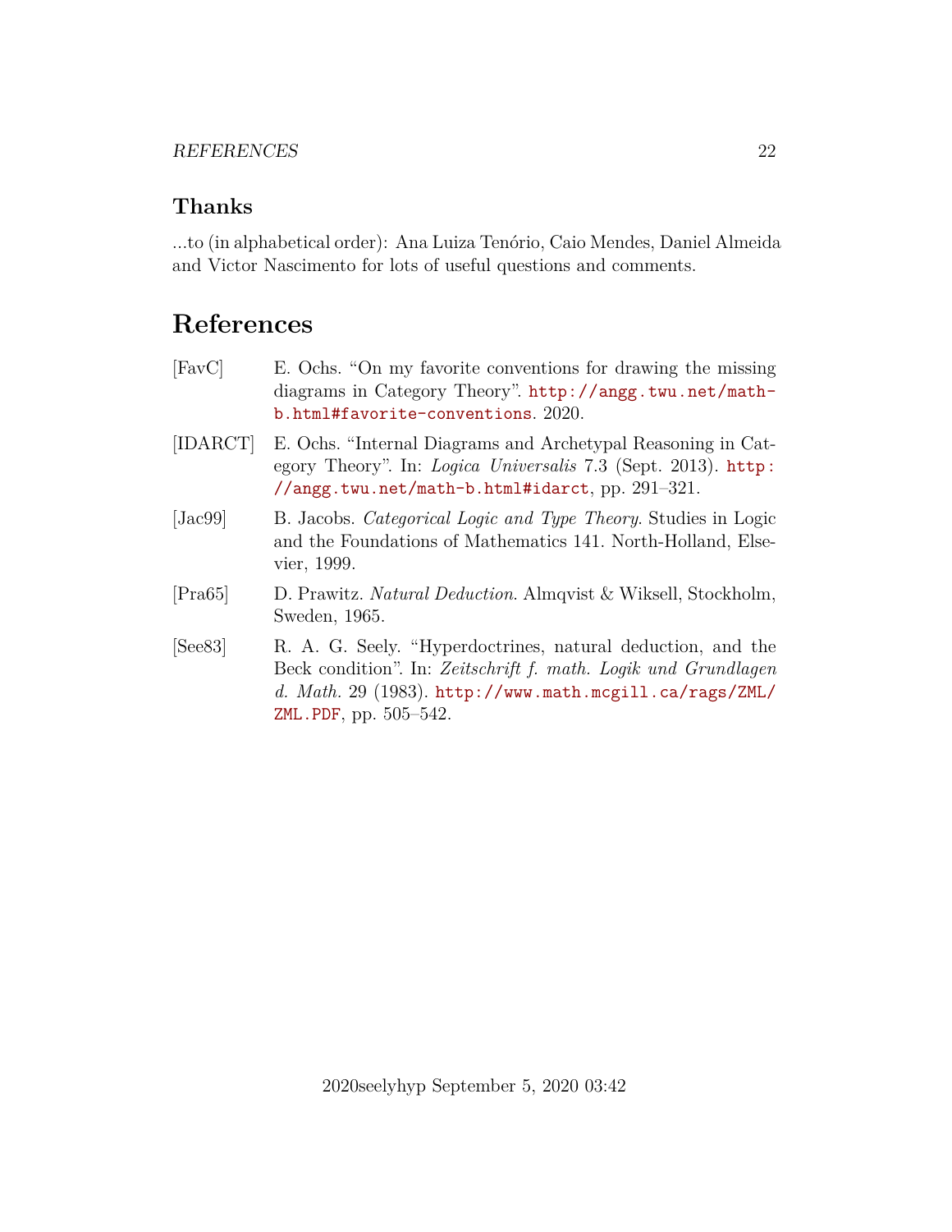## Thanks

...to (in alphabetical order): Ana Luiza Tenório, Caio Mendes, Daniel Almeida and Victor Nascimento for lots of useful questions and comments.

# References

[FavC] E. Ochs. "On my favorite conventions for drawing the missing diagrams in Category Theory". http://angg.twu.net/math-b.html#favorite-conventions. 2020.

[IDARCT] E. Ochs. "Internal Diagrams and Archetypal Reasoning in Category Theory". In: *Logica Universalis* 7.3 (Sept. 2013). http://angg.twu.net/math-b.html#idarct, pp. 291–321.

[Jac99] B. Jacobs. *Categorical Logic and Type Theory*. Studies in Logic and the Foundations of Mathematics 141. North-Holland, Elsevier, 1999.

[Pra65] D. Prawitz. *Natural Deduction*. Almqvist & Wiksell, Stockholm, Sweden, 1965.

[See83] R. A. G. Seely. "Hyperdoctrines, natural deduction, and the Beck condition". In: *Zeitschrift f. math. Logik und Grundlagen d. Math.* 29 (1983). http://www.math.mcgill.ca/rags/ZML/ZML.PDF, pp. 505–542.